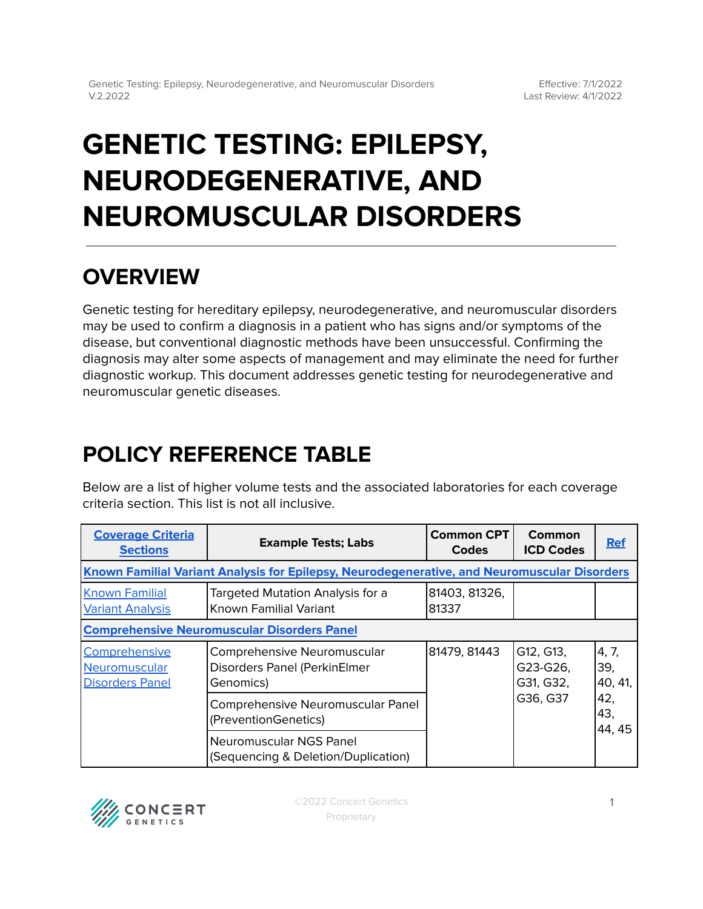# GENETIC TESTING: EPILEPSY, NEURODEGENERATIVE, AND NEUROMUSCULAR DISORDERS

## OVERVIEW

Genetic testing for hereditary epilepsy, neurodegenerative, and neuromuscular disorders may be used to confirm a diagnosis in a patient who has signs and/or symptoms of the disease, but conventional diagnostic methods have been unsuccessful. Confirming the diagnosis may alter some aspects of management and may eliminate the need for further diagnostic workup. This document addresses genetic testing for neurodegenerative and neuromuscular genetic diseases.

## POLICY REFERENCE TABLE

Below are a list of higher volume tests and the associated laboratories for each coverage criteria section. This list is not all inclusive.

| Coverage Criteria Sections | Example Tests; Labs | Common CPT Codes | Common ICD Codes | Ref |
|---|---|---|---|---|
| **Known Familial Variant Analysis for Epilepsy, Neurodegenerative, and Neuromuscular Disorders** | | | | |
| Known Familial Variant Analysis | Targeted Mutation Analysis for a Known Familial Variant | 81403, 81326, 81337 | | |
| **Comprehensive Neuromuscular Disorders Panel** | | | | |
| Comprehensive Neuromuscular Disorders Panel | Comprehensive Neuromuscular Disorders Panel (PerkinElmer Genomics) | 81479, 81443 | G12, G13, G23-G26, G31, G32, G36, G37 | 4, 7, 39, 40, 41, 42, 43, 44, 45 |
| | Comprehensive Neuromuscular Panel (PreventionGenetics) | | | |
| | Neuromuscular NGS Panel (Sequencing & Deletion/Duplication) | | | |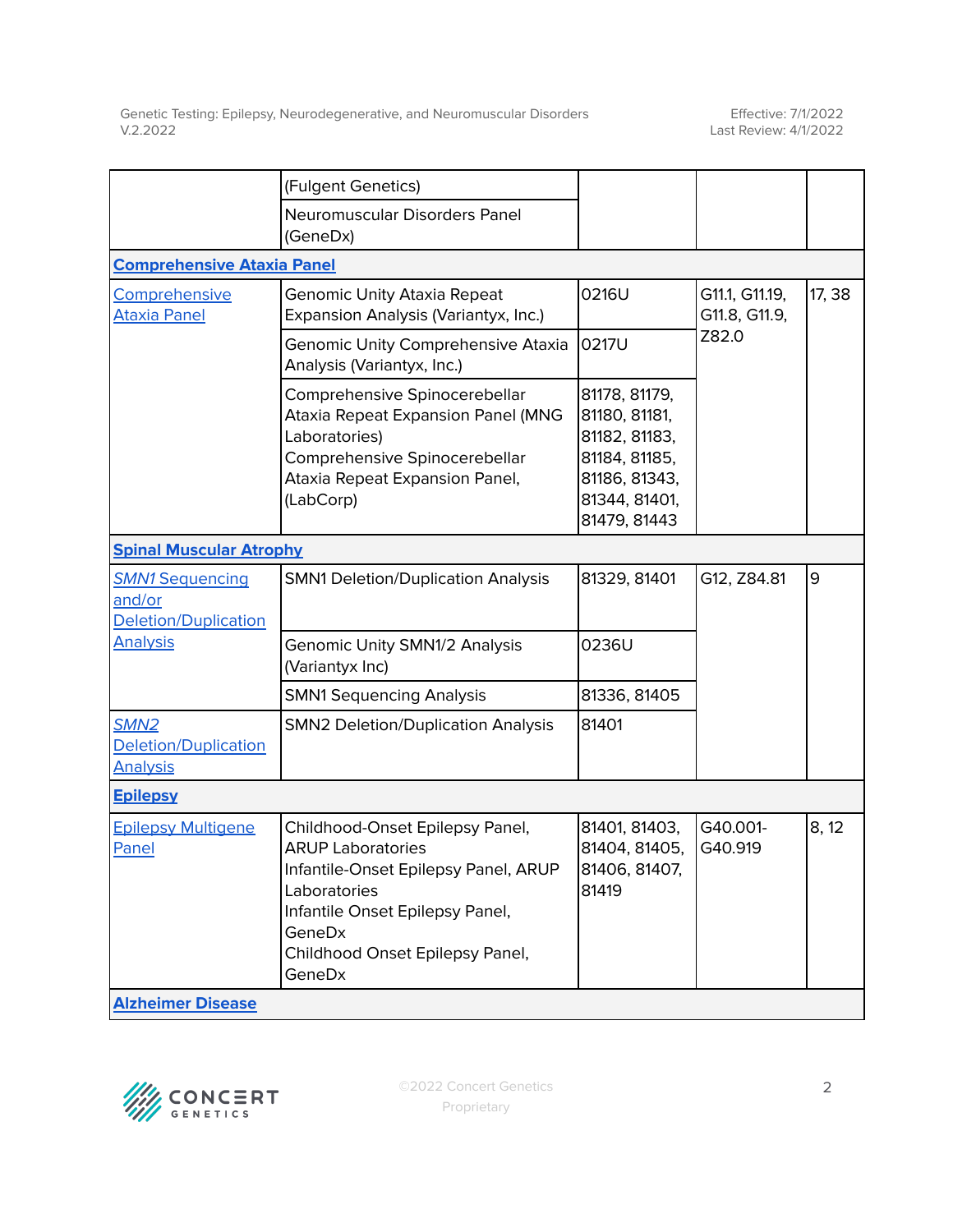| | | | | |
|---|---|---|---|---|
| | (Fulgent Genetics) | | | |
| | Neuromuscular Disorders Panel (GeneDx) | | | |
| **Comprehensive Ataxia Panel** | | | | |
| Comprehensive Ataxia Panel | Genomic Unity Ataxia Repeat Expansion Analysis (Variantyx, Inc.) | 0216U | G11.1, G11.19, G11.8, G11.9, Z82.0 | 17, 38 |
| | Genomic Unity Comprehensive Ataxia Analysis (Variantyx, Inc.) | 0217U | | |
| | Comprehensive Spinocerebellar Ataxia Repeat Expansion Panel (MNG Laboratories)<br>Comprehensive Spinocerebellar Ataxia Repeat Expansion Panel, (LabCorp) | 81178, 81179, 81180, 81181, 81182, 81183, 81184, 81185, 81186, 81343, 81344, 81401, 81479, 81443 | | |
| **Spinal Muscular Atrophy** | | | | |
| *SMN1* Sequencing and/or Deletion/Duplication Analysis | SMN1 Deletion/Duplication Analysis | 81329, 81401 | G12, Z84.81 | 9 |
| | Genomic Unity SMN1/2 Analysis (Variantyx Inc) | 0236U | | |
| | SMN1 Sequencing Analysis | 81336, 81405 | | |
| *SMN2* Deletion/Duplication Analysis | SMN2 Deletion/Duplication Analysis | 81401 | | |
| **Epilepsy** | | | | |
| Epilepsy Multigene Panel | Childhood-Onset Epilepsy Panel, ARUP Laboratories<br>Infantile-Onset Epilepsy Panel, ARUP Laboratories<br>Infantile Onset Epilepsy Panel, GeneDx<br>Childhood Onset Epilepsy Panel, GeneDx | 81401, 81403, 81404, 81405, 81406, 81407, 81419 | G40.001-G40.919 | 8, 12 |
| **Alzheimer Disease** | | | | |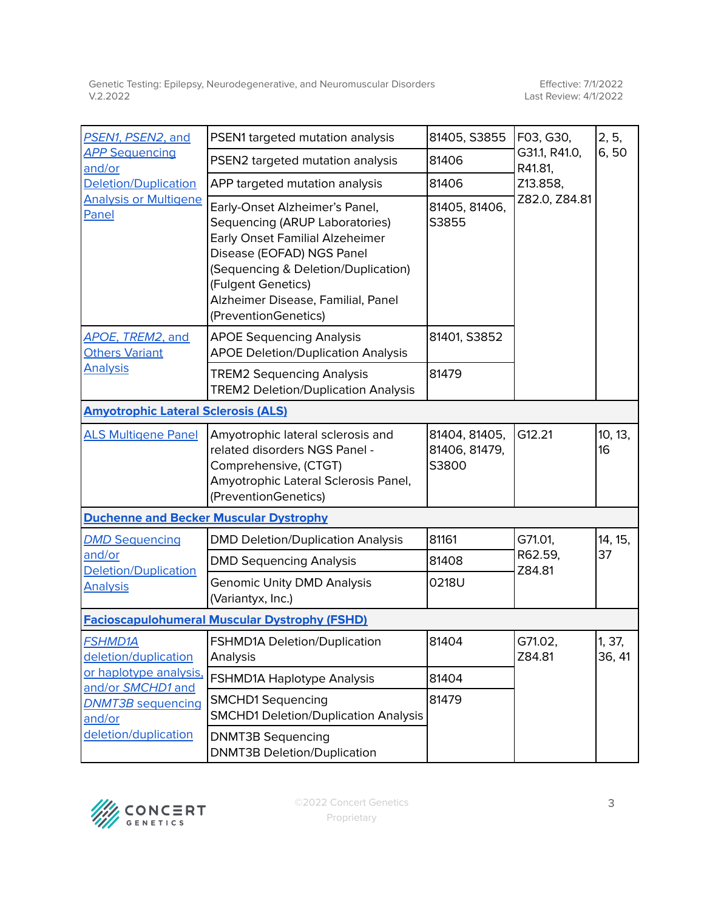| | | | | |
|---|---|---|---|---|
| *PSEN1*, *PSEN2*, and *APP* Sequencing and/or Deletion/Duplication Analysis or Multigene Panel | PSEN1 targeted mutation analysis | 81405, S3855 | F03, G30, G31.1, R41.0, R41.81, Z13.858, Z82.0, Z84.81 | 2, 5, 6, 50 |
| | PSEN2 targeted mutation analysis | 81406 | | |
| | APP targeted mutation analysis | 81406 | | |
| | Early-Onset Alzheimer's Panel, Sequencing (ARUP Laboratories)<br>Early Onset Familial Alzeheimer Disease (EOFAD) NGS Panel (Sequencing & Deletion/Duplication) (Fulgent Genetics)<br>Alzheimer Disease, Familial, Panel (PreventionGenetics) | 81405, 81406, S3855 | | |
| *APOE*, *TREM2*, and Others Variant Analysis | APOE Sequencing Analysis<br>APOE Deletion/Duplication Analysis | 81401, S3852 | | |
| | TREM2 Sequencing Analysis<br>TREM2 Deletion/Duplication Analysis | 81479 | | |
| **Amyotrophic Lateral Sclerosis (ALS)** | | | | |
| ALS Multigene Panel | Amyotrophic lateral sclerosis and related disorders NGS Panel - Comprehensive, (CTGT)<br>Amyotrophic Lateral Sclerosis Panel, (PreventionGenetics) | 81404, 81405, 81406, 81479, S3800 | G12.21 | 10, 13, 16 |
| **Duchenne and Becker Muscular Dystrophy** | | | | |
| *DMD* Sequencing and/or Deletion/Duplication Analysis | DMD Deletion/Duplication Analysis | 81161 | G71.01, R62.59, Z84.81 | 14, 15, 37 |
| | DMD Sequencing Analysis | 81408 | | |
| | Genomic Unity DMD Analysis (Variantyx, Inc.) | 0218U | | |
| **Facioscapulohumeral Muscular Dystrophy (FSHD)** | | | | |
| *FSHMD1A* deletion/duplication or haplotype analysis, and/or *SMCHD1* and *DNMT3B* sequencing and/or deletion/duplication | FSHMD1A Deletion/Duplication Analysis | 81404 | G71.02, Z84.81 | 1, 37, 36, 41 |
| | FSHMD1A Haplotype Analysis | 81404 | | |
| | SMCHD1 Sequencing<br>SMCHD1 Deletion/Duplication Analysis | 81479 | | |
| | DNMT3B Sequencing<br>DNMT3B Deletion/Duplication | | | |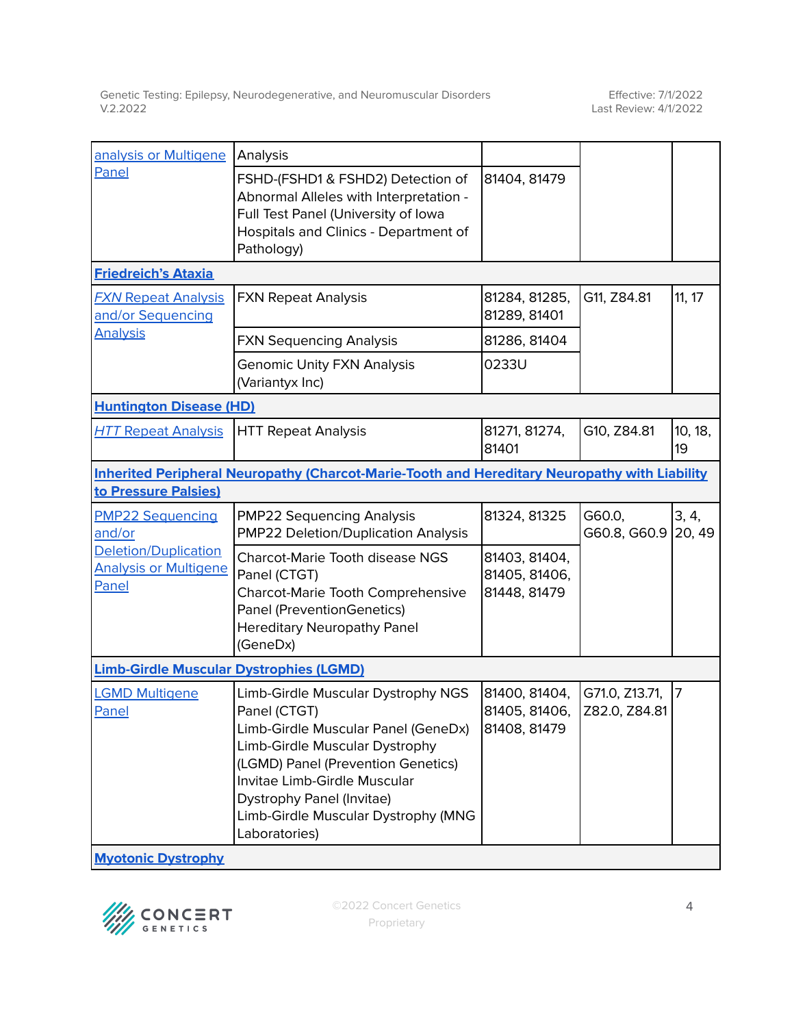| | | | | |
|---|---|---|---|---|
| analysis or Multigene Panel | Analysis | | | |
| | FSHD-(FSHD1 & FSHD2) Detection of Abnormal Alleles with Interpretation - Full Test Panel (University of Iowa Hospitals and Clinics - Department of Pathology) | 81404, 81479 | | |
| **Friedreich's Ataxia** | | | | |
| *FXN* Repeat Analysis and/or Sequencing Analysis | FXN Repeat Analysis | 81284, 81285, 81289, 81401 | G11, Z84.81 | 11, 17 |
| | FXN Sequencing Analysis | 81286, 81404 | | |
| | Genomic Unity FXN Analysis (Variantyx Inc) | 0233U | | |
| **Huntington Disease (HD)** | | | | |
| *HTT* Repeat Analysis | HTT Repeat Analysis | 81271, 81274, 81401 | G10, Z84.81 | 10, 18, 19 |
| **Inherited Peripheral Neuropathy (Charcot-Marie-Tooth and Hereditary Neuropathy with Liability to Pressure Palsies)** | | | | |
| PMP22 Sequencing and/or Deletion/Duplication Analysis or Multigene Panel | PMP22 Sequencing Analysis<br>PMP22 Deletion/Duplication Analysis | 81324, 81325 | G60.0, G60.8, G60.9 | 3, 4, 20, 49 |
| | Charcot-Marie Tooth disease NGS Panel (CTGT)<br>Charcot-Marie Tooth Comprehensive Panel (PreventionGenetics)<br>Hereditary Neuropathy Panel (GeneDx) | 81403, 81404, 81405, 81406, 81448, 81479 | | |
| **Limb-Girdle Muscular Dystrophies (LGMD)** | | | | |
| LGMD Multigene Panel | Limb-Girdle Muscular Dystrophy NGS Panel (CTGT)<br>Limb-Girdle Muscular Panel (GeneDx)<br>Limb-Girdle Muscular Dystrophy (LGMD) Panel (Prevention Genetics)<br>Invitae Limb-Girdle Muscular Dystrophy Panel (Invitae)<br>Limb-Girdle Muscular Dystrophy (MNG Laboratories) | 81400, 81404, 81405, 81406, 81408, 81479 | G71.0, Z13.71, Z82.0, Z84.81 | 7 |
| **Myotonic Dystrophy** | | | | |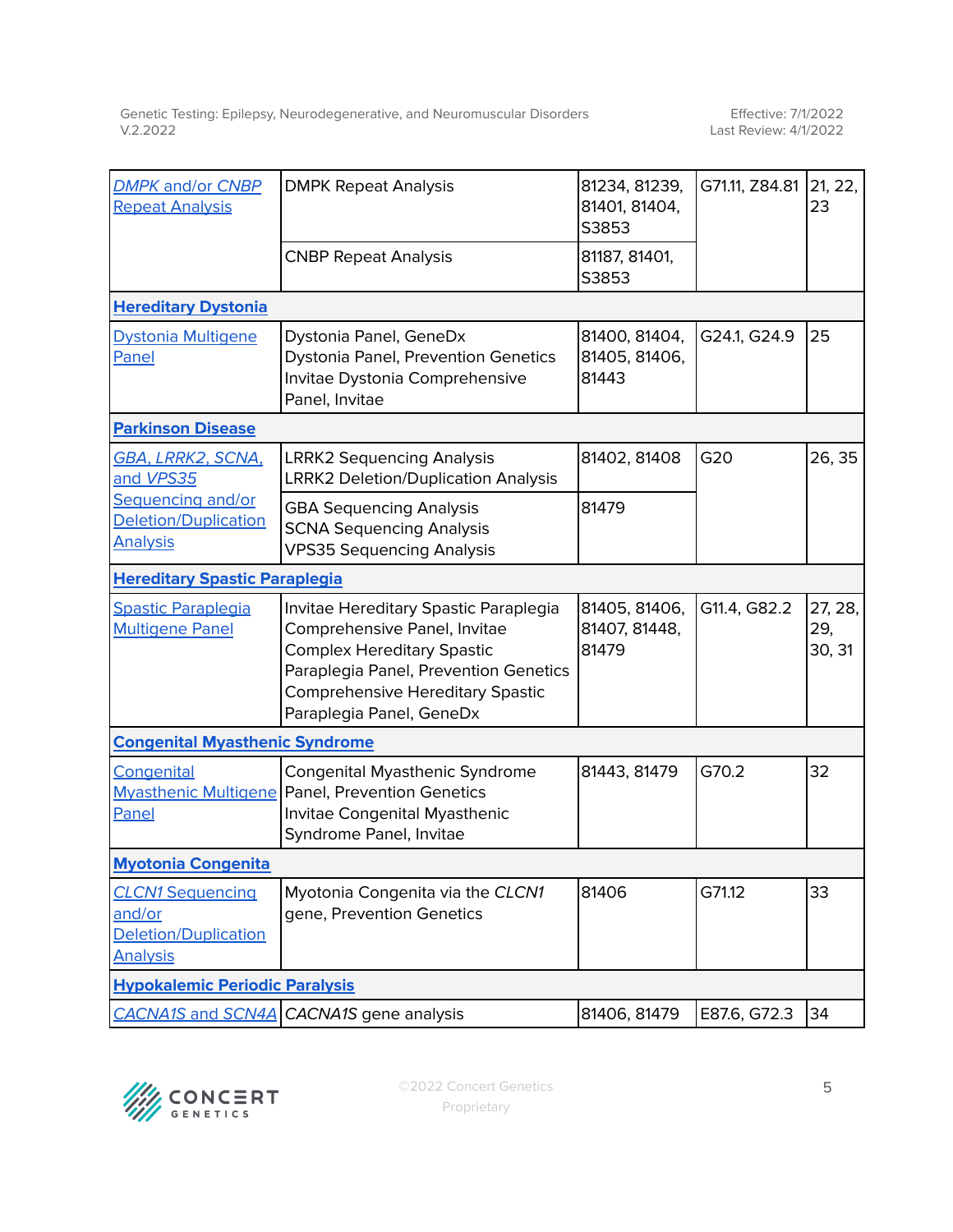| | | | | |
|---|---|---|---|---|
| *DMPK* and/or *CNBP* Repeat Analysis | DMPK Repeat Analysis | 81234, 81239, 81401, 81404, S3853 | G71.11, Z84.81 | 21, 22, 23 |
| | CNBP Repeat Analysis | 81187, 81401, S3853 | | |
| **Hereditary Dystonia** | | | | |
| Dystonia Multigene Panel | Dystonia Panel, GeneDx<br>Dystonia Panel, Prevention Genetics<br>Invitae Dystonia Comprehensive Panel, Invitae | 81400, 81404, 81405, 81406, 81443 | G24.1, G24.9 | 25 |
| **Parkinson Disease** | | | | |
| *GBA, LRRK2, SCNA,* and *VPS35* Sequencing and/or Deletion/Duplication Analysis | LRRK2 Sequencing Analysis<br>LRRK2 Deletion/Duplication Analysis | 81402, 81408 | G20 | 26, 35 |
| | GBA Sequencing Analysis<br>SCNA Sequencing Analysis<br>VPS35 Sequencing Analysis | 81479 | | |
| **Hereditary Spastic Paraplegia** | | | | |
| Spastic Paraplegia Multigene Panel | Invitae Hereditary Spastic Paraplegia Comprehensive Panel, Invitae<br>Complex Hereditary Spastic Paraplegia Panel, Prevention Genetics<br>Comprehensive Hereditary Spastic Paraplegia Panel, GeneDx | 81405, 81406, 81407, 81448, 81479 | G11.4, G82.2 | 27, 28, 29, 30, 31 |
| **Congenital Myasthenic Syndrome** | | | | |
| Congenital Myasthenic Multigene Panel | Congenital Myasthenic Syndrome Panel, Prevention Genetics<br>Invitae Congenital Myasthenic Syndrome Panel, Invitae | 81443, 81479 | G70.2 | 32 |
| **Myotonia Congenita** | | | | |
| *CLCN1* Sequencing and/or Deletion/Duplication Analysis | Myotonia Congenita via the *CLCN1* gene, Prevention Genetics | 81406 | G71.12 | 33 |
| **Hypokalemic Periodic Paralysis** | | | | |
| *CACNA1S* and *SCN4A* | *CACNA1S* gene analysis | 81406, 81479 | E87.6, G72.3 | 34 |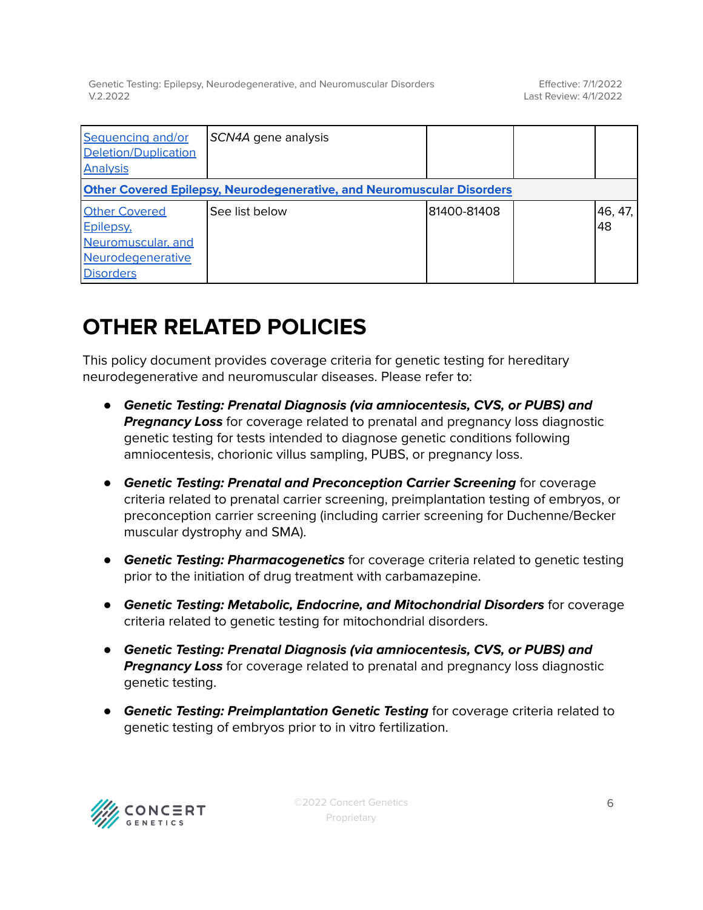| | | | | |
|---|---|---|---|---|
| Sequencing and/or Deletion/Duplication Analysis | *SCN4A* gene analysis | | | |
| **Other Covered Epilepsy, Neurodegenerative, and Neuromuscular Disorders** | | | | |
| Other Covered Epilepsy, Neuromuscular, and Neurodegenerative Disorders | See list below | 81400-81408 | | 46, 47, 48 |

# OTHER RELATED POLICIES

This policy document provides coverage criteria for genetic testing for hereditary neurodegenerative and neuromuscular diseases. Please refer to:

- ***Genetic Testing: Prenatal Diagnosis (via amniocentesis, CVS, or PUBS) and Pregnancy Loss*** for coverage related to prenatal and pregnancy loss diagnostic genetic testing for tests intended to diagnose genetic conditions following amniocentesis, chorionic villus sampling, PUBS, or pregnancy loss.
- ***Genetic Testing: Prenatal and Preconception Carrier Screening*** for coverage criteria related to prenatal carrier screening, preimplantation testing of embryos, or preconception carrier screening (including carrier screening for Duchenne/Becker muscular dystrophy and SMA).
- ***Genetic Testing: Pharmacogenetics*** for coverage criteria related to genetic testing prior to the initiation of drug treatment with carbamazepine.
- ***Genetic Testing: Metabolic, Endocrine, and Mitochondrial Disorders*** for coverage criteria related to genetic testing for mitochondrial disorders.
- ***Genetic Testing: Prenatal Diagnosis (via amniocentesis, CVS, or PUBS) and Pregnancy Loss*** for coverage related to prenatal and pregnancy loss diagnostic genetic testing.
- ***Genetic Testing: Preimplantation Genetic Testing*** for coverage criteria related to genetic testing of embryos prior to in vitro fertilization.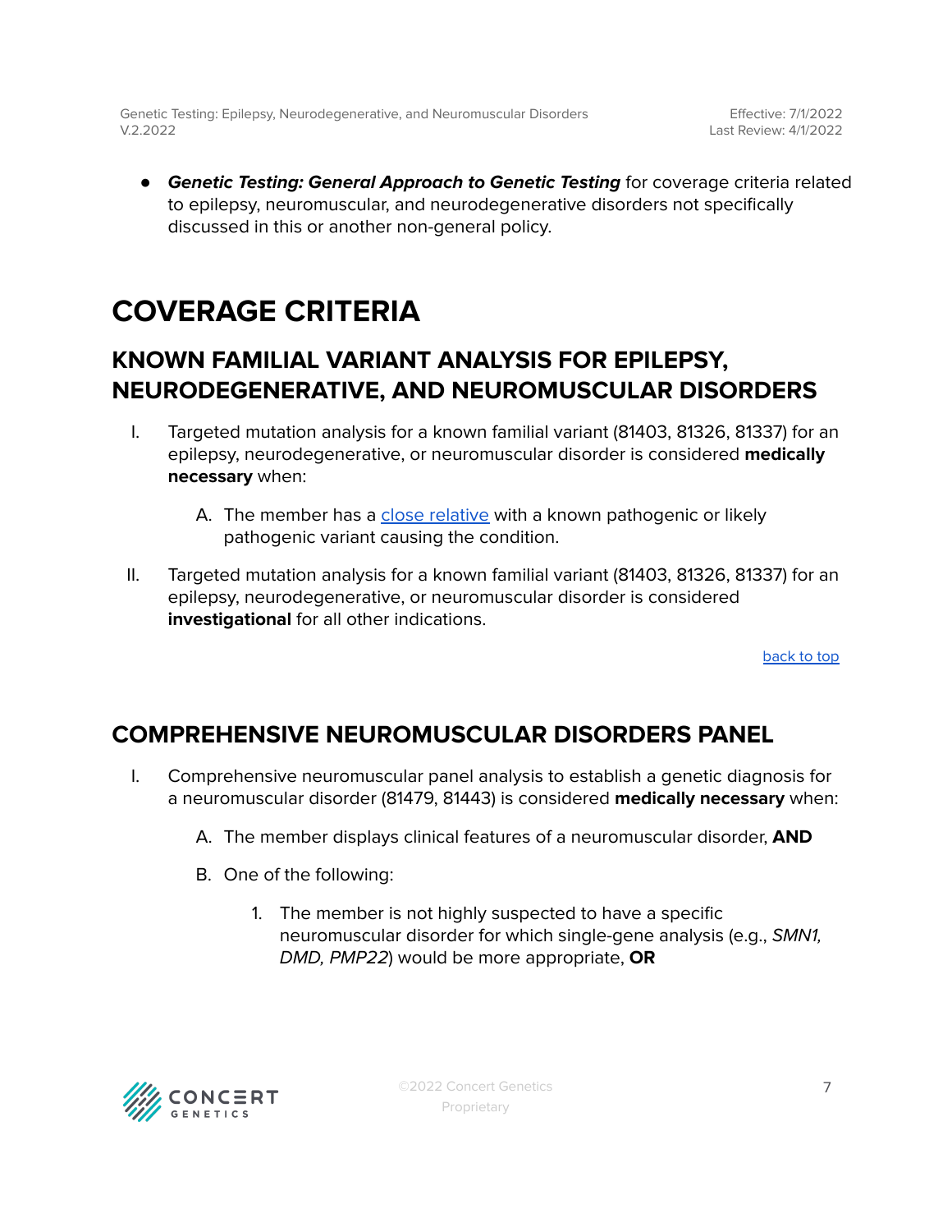- ***Genetic Testing: General Approach to Genetic Testing*** for coverage criteria related to epilepsy, neuromuscular, and neurodegenerative disorders not specifically discussed in this or another non-general policy.

# COVERAGE CRITERIA

## KNOWN FAMILIAL VARIANT ANALYSIS FOR EPILEPSY, NEURODEGENERATIVE, AND NEUROMUSCULAR DISORDERS

I. Targeted mutation analysis for a known familial variant (81403, 81326, 81337) for an epilepsy, neurodegenerative, or neuromuscular disorder is considered **medically necessary** when:

   A. The member has a close relative with a known pathogenic or likely pathogenic variant causing the condition.

II. Targeted mutation analysis for a known familial variant (81403, 81326, 81337) for an epilepsy, neurodegenerative, or neuromuscular disorder is considered **investigational** for all other indications.

back to top

## COMPREHENSIVE NEUROMUSCULAR DISORDERS PANEL

I. Comprehensive neuromuscular panel analysis to establish a genetic diagnosis for a neuromuscular disorder (81479, 81443) is considered **medically necessary** when:

   A. The member displays clinical features of a neuromuscular disorder, **AND**

   B. One of the following:

      1. The member is not highly suspected to have a specific neuromuscular disorder for which single-gene analysis (e.g., *SMN1, DMD, PMP22*) would be more appropriate, **OR**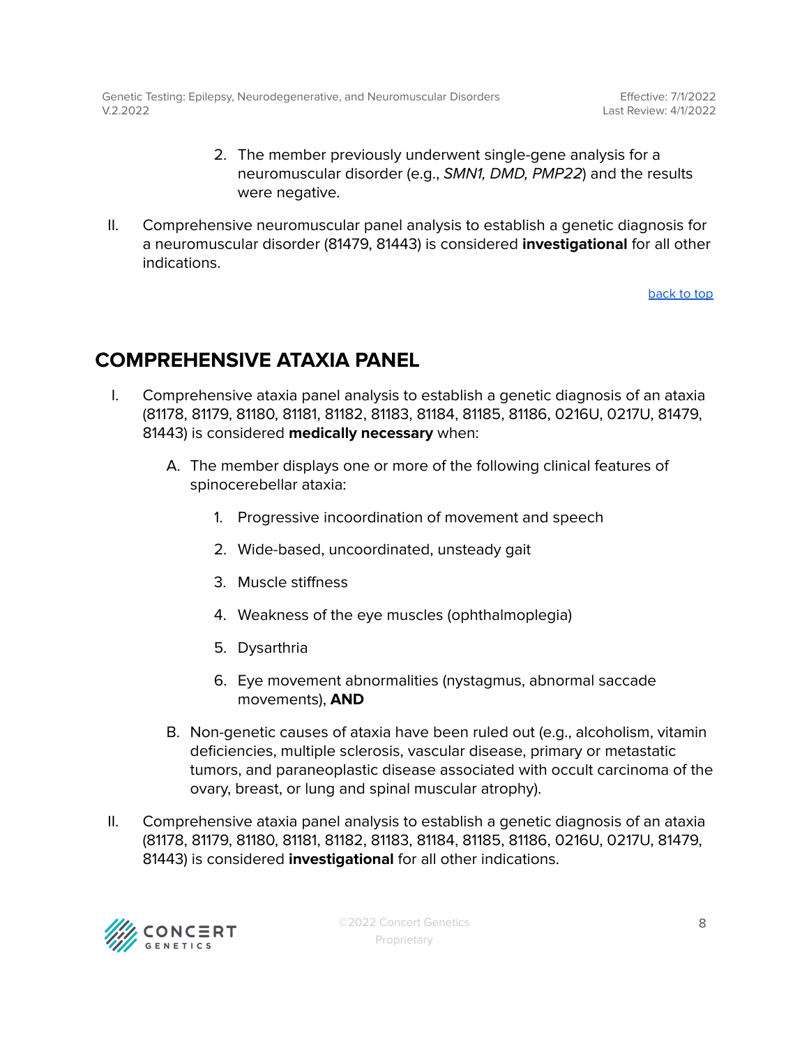2. The member previously underwent single-gene analysis for a neuromuscular disorder (e.g., *SMN1, DMD, PMP22*) and the results were negative.

II. Comprehensive neuromuscular panel analysis to establish a genetic diagnosis for a neuromuscular disorder (81479, 81443) is considered **investigational** for all other indications.

back to top

## COMPREHENSIVE ATAXIA PANEL

I. Comprehensive ataxia panel analysis to establish a genetic diagnosis of an ataxia (81178, 81179, 81180, 81181, 81182, 81183, 81184, 81185, 81186, 0216U, 0217U, 81479, 81443) is considered **medically necessary** when:

   A. The member displays one or more of the following clinical features of spinocerebellar ataxia:

      1. Progressive incoordination of movement and speech
      2. Wide-based, uncoordinated, unsteady gait
      3. Muscle stiffness
      4. Weakness of the eye muscles (ophthalmoplegia)
      5. Dysarthria
      6. Eye movement abnormalities (nystagmus, abnormal saccade movements), **AND**

   B. Non-genetic causes of ataxia have been ruled out (e.g., alcoholism, vitamin deficiencies, multiple sclerosis, vascular disease, primary or metastatic tumors, and paraneoplastic disease associated with occult carcinoma of the ovary, breast, or lung and spinal muscular atrophy).

II. Comprehensive ataxia panel analysis to establish a genetic diagnosis of an ataxia (81178, 81179, 81180, 81181, 81182, 81183, 81184, 81185, 81186, 0216U, 0217U, 81479, 81443) is considered **investigational** for all other indications.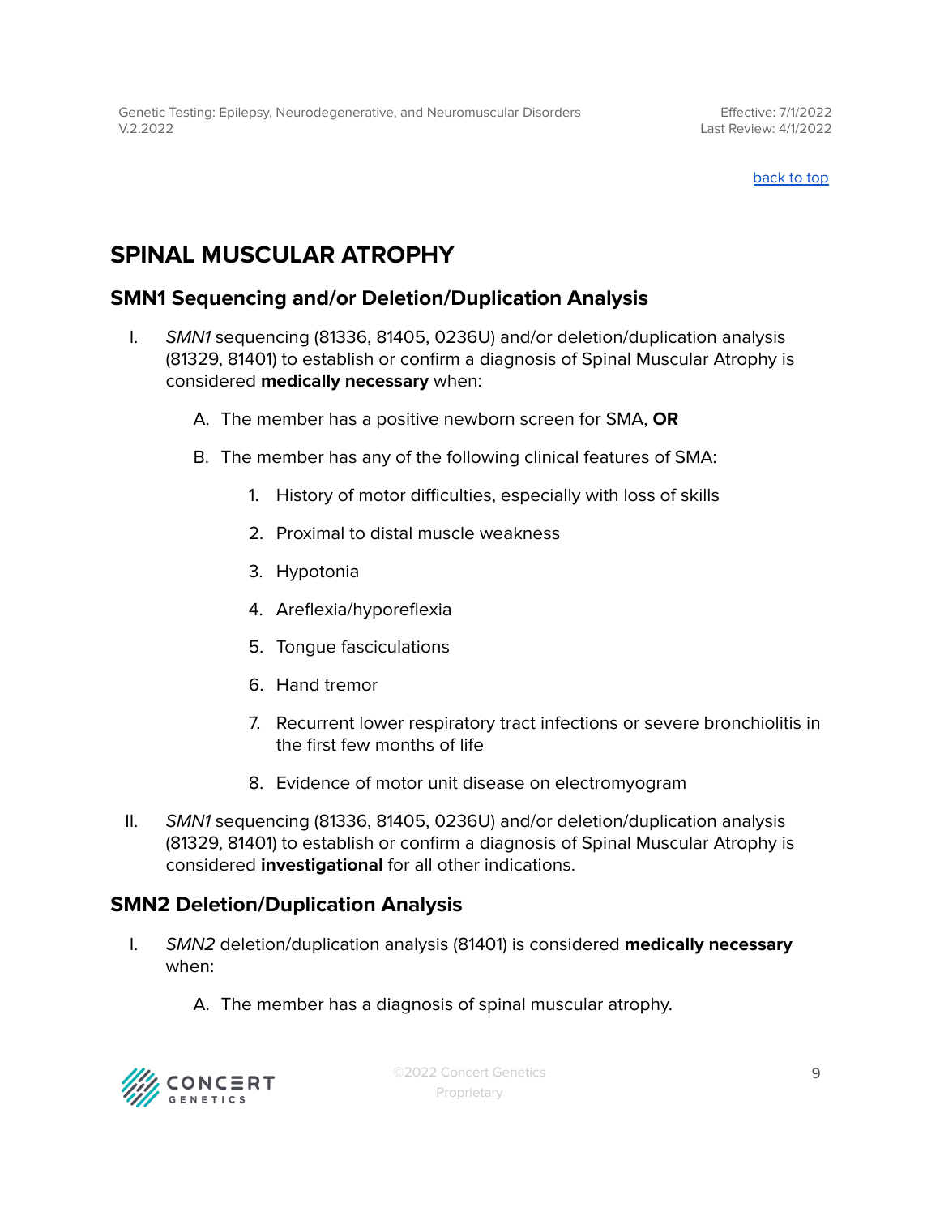[back to top]

## SPINAL MUSCULAR ATROPHY

### SMN1 Sequencing and/or Deletion/Duplication Analysis

I. *SMN1* sequencing (81336, 81405, 0236U) and/or deletion/duplication analysis (81329, 81401) to establish or confirm a diagnosis of Spinal Muscular Atrophy is considered **medically necessary** when:

   A. The member has a positive newborn screen for SMA, **OR**

   B. The member has any of the following clinical features of SMA:

      1. History of motor difficulties, especially with loss of skills
      2. Proximal to distal muscle weakness
      3. Hypotonia
      4. Areflexia/hyporeflexia
      5. Tongue fasciculations
      6. Hand tremor
      7. Recurrent lower respiratory tract infections or severe bronchiolitis in the first few months of life
      8. Evidence of motor unit disease on electromyogram

II. *SMN1* sequencing (81336, 81405, 0236U) and/or deletion/duplication analysis (81329, 81401) to establish or confirm a diagnosis of Spinal Muscular Atrophy is considered **investigational** for all other indications.

### SMN2 Deletion/Duplication Analysis

I. *SMN2* deletion/duplication analysis (81401) is considered **medically necessary** when:

   A. The member has a diagnosis of spinal muscular atrophy.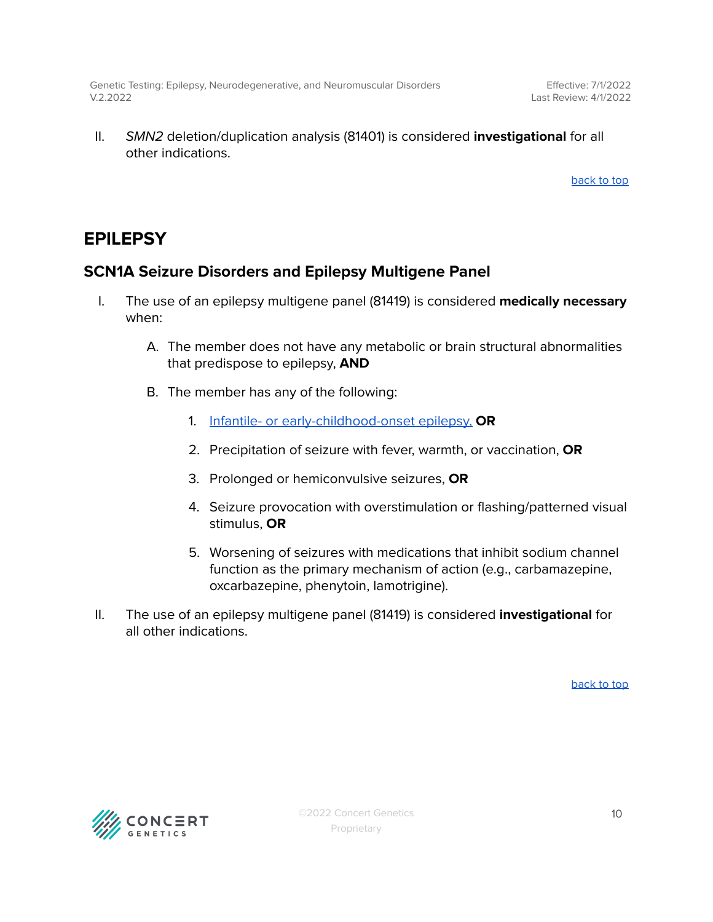II. *SMN2* deletion/duplication analysis (81401) is considered **investigational** for all other indications.

[back to top](#)

## EPILEPSY

### SCN1A Seizure Disorders and Epilepsy Multigene Panel

I. The use of an epilepsy multigene panel (81419) is considered **medically necessary** when:

   A. The member does not have any metabolic or brain structural abnormalities that predispose to epilepsy, **AND**

   B. The member has any of the following:

      1. [Infantile- or early-childhood-onset epilepsy,](#) **OR**

      2. Precipitation of seizure with fever, warmth, or vaccination, **OR**

      3. Prolonged or hemiconvulsive seizures, **OR**

      4. Seizure provocation with overstimulation or flashing/patterned visual stimulus, **OR**

      5. Worsening of seizures with medications that inhibit sodium channel function as the primary mechanism of action (e.g., carbamazepine, oxcarbazepine, phenytoin, lamotrigine).

II. The use of an epilepsy multigene panel (81419) is considered **investigational** for all other indications.

[back to top](#)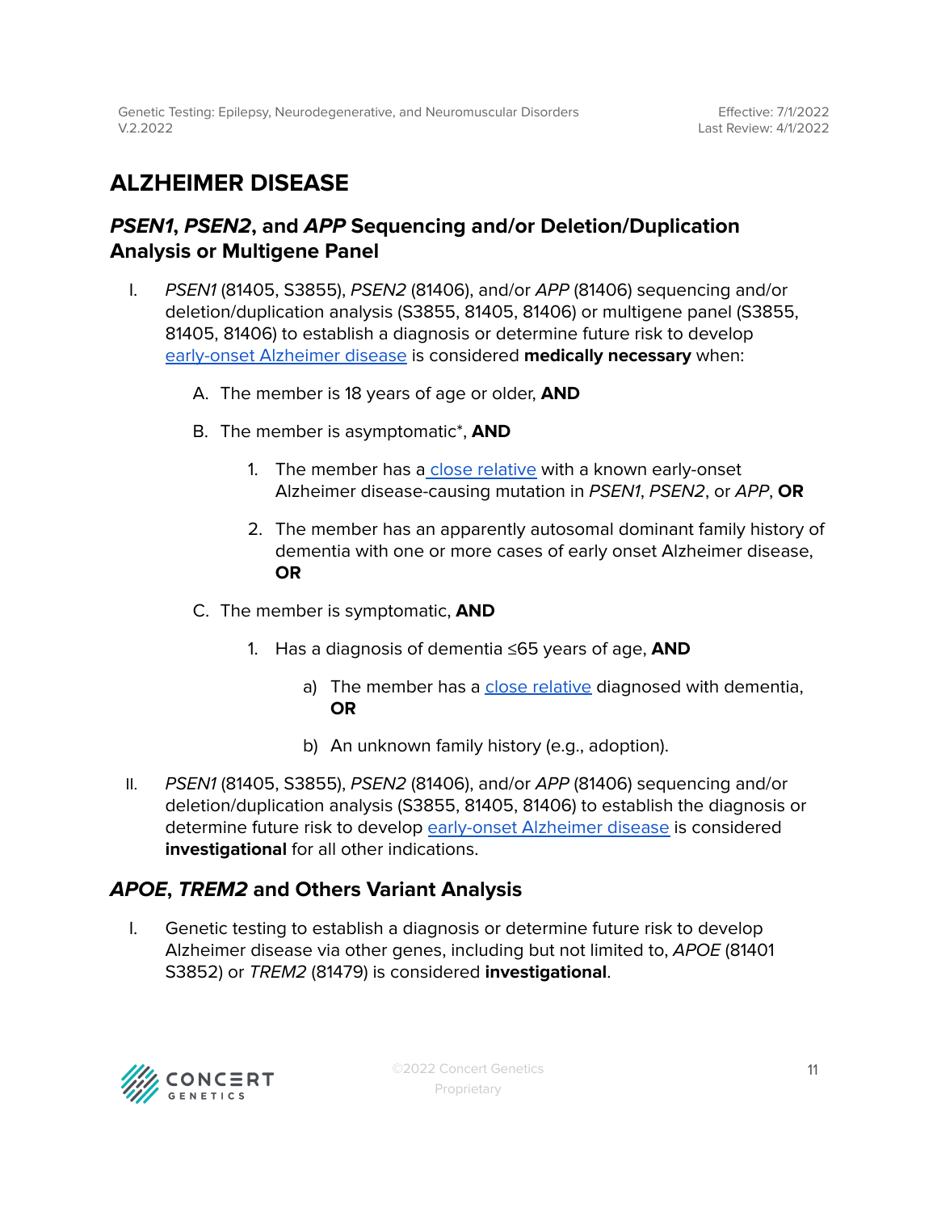# ALZHEIMER DISEASE

## *PSEN1*, *PSEN2*, and *APP* Sequencing and/or Deletion/Duplication Analysis or Multigene Panel

I. *PSEN1* (81405, S3855), *PSEN2* (81406), and/or *APP* (81406) sequencing and/or deletion/duplication analysis (S3855, 81405, 81406) or multigene panel (S3855, 81405, 81406) to establish a diagnosis or determine future risk to develop early-onset Alzheimer disease is considered **medically necessary** when:

   A. The member is 18 years of age or older, **AND**

   B. The member is asymptomatic*, **AND**

      1. The member has a close relative with a known early-onset Alzheimer disease-causing mutation in *PSEN1*, *PSEN2*, or *APP*, **OR**

      2. The member has an apparently autosomal dominant family history of dementia with one or more cases of early onset Alzheimer disease, **OR**

   C. The member is symptomatic, **AND**

      1. Has a diagnosis of dementia ≤65 years of age, **AND**

         a) The member has a close relative diagnosed with dementia, **OR**

         b) An unknown family history (e.g., adoption).

II. *PSEN1* (81405, S3855), *PSEN2* (81406), and/or *APP* (81406) sequencing and/or deletion/duplication analysis (S3855, 81405, 81406) to establish the diagnosis or determine future risk to develop early-onset Alzheimer disease is considered **investigational** for all other indications.

## *APOE*, *TREM2* and Others Variant Analysis

I. Genetic testing to establish a diagnosis or determine future risk to develop Alzheimer disease via other genes, including but not limited to, *APOE* (81401 S3852) or *TREM2* (81479) is considered **investigational**.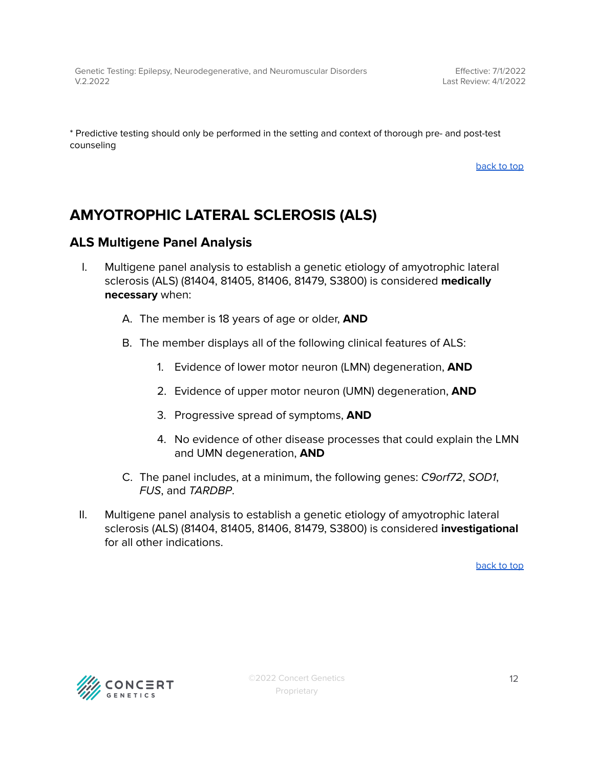* Predictive testing should only be performed in the setting and context of thorough pre- and post-test counseling

back to top

## AMYOTROPHIC LATERAL SCLEROSIS (ALS)

### ALS Multigene Panel Analysis

I. Multigene panel analysis to establish a genetic etiology of amyotrophic lateral sclerosis (ALS) (81404, 81405, 81406, 81479, S3800) is considered **medically necessary** when:

   A. The member is 18 years of age or older, **AND**

   B. The member displays all of the following clinical features of ALS:

      1. Evidence of lower motor neuron (LMN) degeneration, **AND**

      2. Evidence of upper motor neuron (UMN) degeneration, **AND**

      3. Progressive spread of symptoms, **AND**

      4. No evidence of other disease processes that could explain the LMN and UMN degeneration, **AND**

   C. The panel includes, at a minimum, the following genes: *C9orf72*, *SOD1*, *FUS*, and *TARDBP*.

II. Multigene panel analysis to establish a genetic etiology of amyotrophic lateral sclerosis (ALS) (81404, 81405, 81406, 81479, S3800) is considered **investigational** for all other indications.

back to top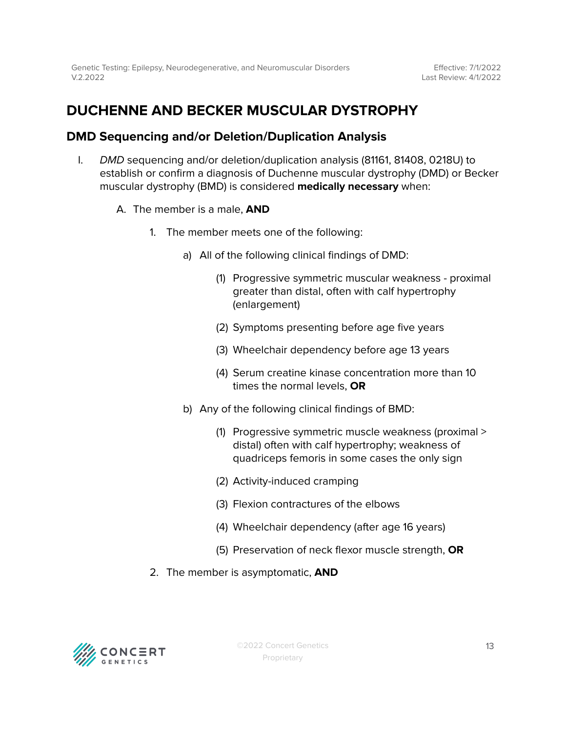# DUCHENNE AND BECKER MUSCULAR DYSTROPHY

## DMD Sequencing and/or Deletion/Duplication Analysis

I. *DMD* sequencing and/or deletion/duplication analysis (81161, 81408, 0218U) to establish or confirm a diagnosis of Duchenne muscular dystrophy (DMD) or Becker muscular dystrophy (BMD) is considered **medically necessary** when:

  A. The member is a male, **AND**

    1. The member meets one of the following:

      a) All of the following clinical findings of DMD:

        (1) Progressive symmetric muscular weakness - proximal greater than distal, often with calf hypertrophy (enlargement)

        (2) Symptoms presenting before age five years

        (3) Wheelchair dependency before age 13 years

        (4) Serum creatine kinase concentration more than 10 times the normal levels, **OR**

      b) Any of the following clinical findings of BMD:

        (1) Progressive symmetric muscle weakness (proximal > distal) often with calf hypertrophy; weakness of quadriceps femoris in some cases the only sign

        (2) Activity-induced cramping

        (3) Flexion contractures of the elbows

        (4) Wheelchair dependency (after age 16 years)

        (5) Preservation of neck flexor muscle strength, **OR**

    2. The member is asymptomatic, **AND**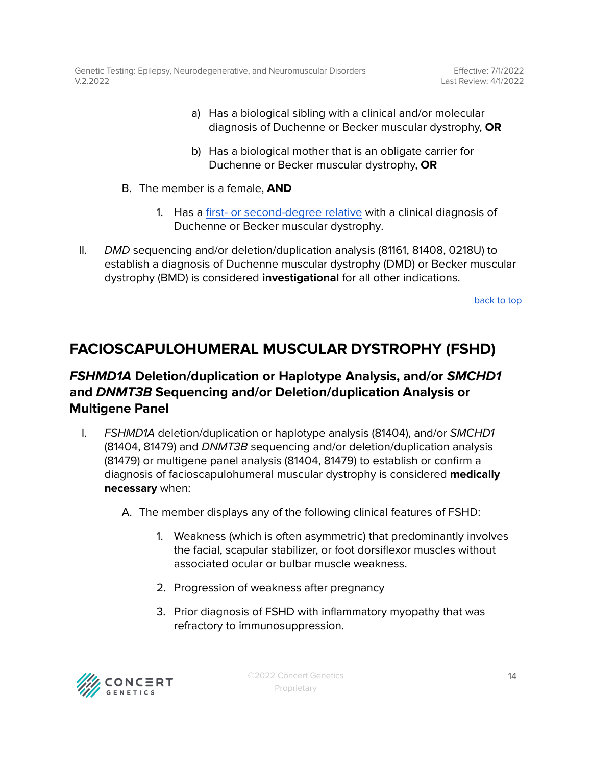a) Has a biological sibling with a clinical and/or molecular diagnosis of Duchenne or Becker muscular dystrophy, **OR**

b) Has a biological mother that is an obligate carrier for Duchenne or Becker muscular dystrophy, **OR**

B. The member is a female, **AND**

1. Has a first- or second-degree relative with a clinical diagnosis of Duchenne or Becker muscular dystrophy.

II. *DMD* sequencing and/or deletion/duplication analysis (81161, 81408, 0218U) to establish a diagnosis of Duchenne muscular dystrophy (DMD) or Becker muscular dystrophy (BMD) is considered **investigational** for all other indications.

back to top

## FACIOSCAPULOHUMERAL MUSCULAR DYSTROPHY (FSHD)

### *FSHMD1A* Deletion/duplication or Haplotype Analysis, and/or *SMCHD1* and *DNMT3B* Sequencing and/or Deletion/duplication Analysis or Multigene Panel

I. *FSHMD1A* deletion/duplication or haplotype analysis (81404), and/or *SMCHD1* (81404, 81479) and *DNMT3B* sequencing and/or deletion/duplication analysis (81479) or multigene panel analysis (81404, 81479) to establish or confirm a diagnosis of facioscapulohumeral muscular dystrophy is considered **medically necessary** when:

A. The member displays any of the following clinical features of FSHD:

1. Weakness (which is often asymmetric) that predominantly involves the facial, scapular stabilizer, or foot dorsiflexor muscles without associated ocular or bulbar muscle weakness.

2. Progression of weakness after pregnancy

3. Prior diagnosis of FSHD with inflammatory myopathy that was refractory to immunosuppression.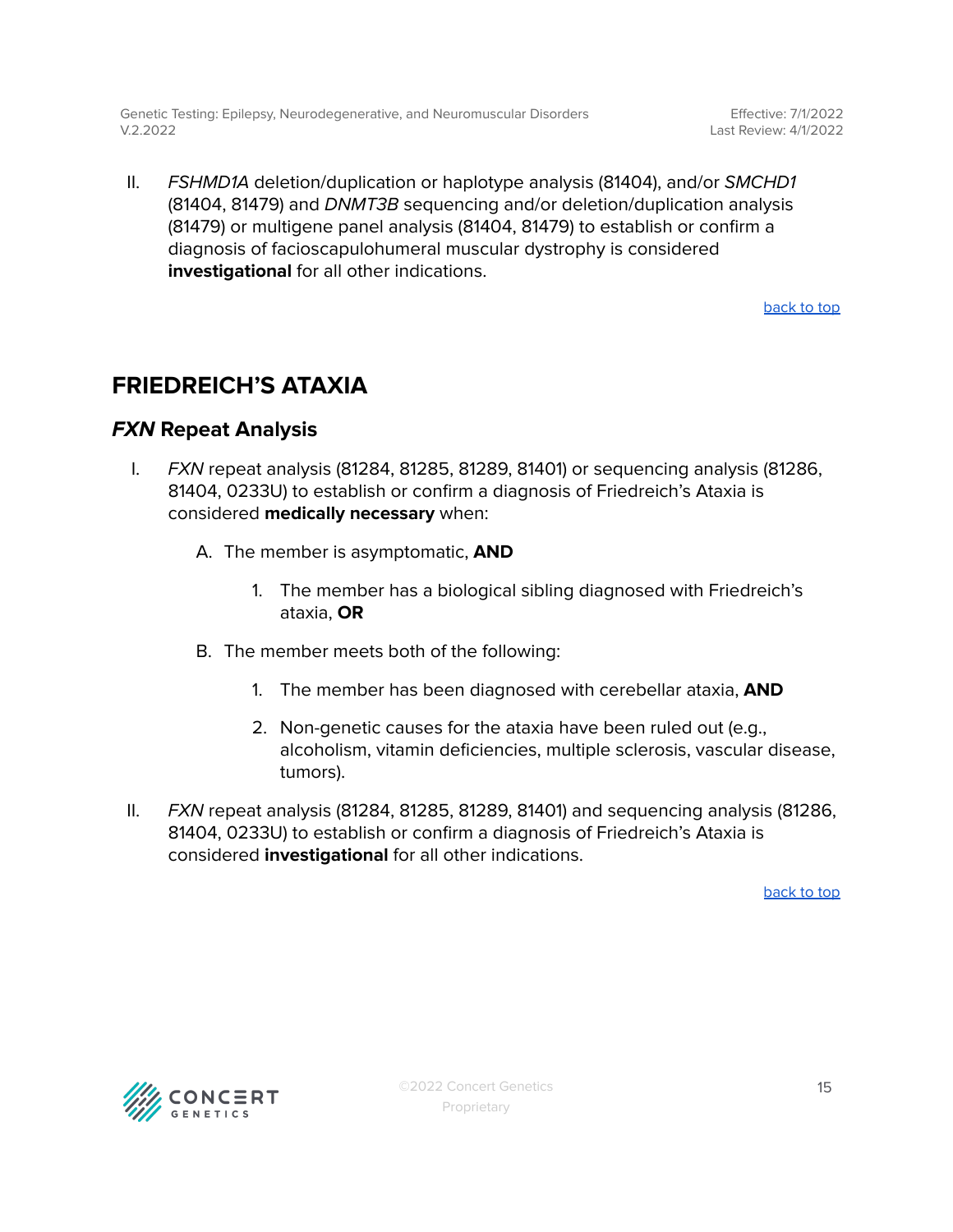II. *FSHMD1A* deletion/duplication or haplotype analysis (81404), and/or *SMCHD1* (81404, 81479) and *DNMT3B* sequencing and/or deletion/duplication analysis (81479) or multigene panel analysis (81404, 81479) to establish or confirm a diagnosis of facioscapulohumeral muscular dystrophy is considered **investigational** for all other indications.

back to top

## FRIEDREICH'S ATAXIA

### *FXN* Repeat Analysis

I. *FXN* repeat analysis (81284, 81285, 81289, 81401) or sequencing analysis (81286, 81404, 0233U) to establish or confirm a diagnosis of Friedreich's Ataxia is considered **medically necessary** when:

   A. The member is asymptomatic, **AND**

      1. The member has a biological sibling diagnosed with Friedreich's ataxia, **OR**

   B. The member meets both of the following:

      1. The member has been diagnosed with cerebellar ataxia, **AND**

      2. Non-genetic causes for the ataxia have been ruled out (e.g., alcoholism, vitamin deficiencies, multiple sclerosis, vascular disease, tumors).

II. *FXN* repeat analysis (81284, 81285, 81289, 81401) and sequencing analysis (81286, 81404, 0233U) to establish or confirm a diagnosis of Friedreich's Ataxia is considered **investigational** for all other indications.

back to top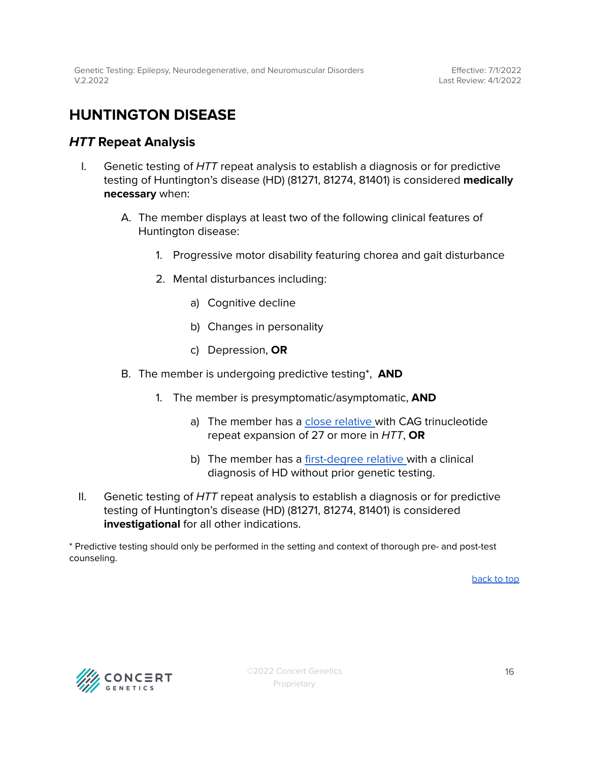# HUNTINGTON DISEASE

## *HTT* Repeat Analysis

I. Genetic testing of *HTT* repeat analysis to establish a diagnosis or for predictive testing of Huntington's disease (HD) (81271, 81274, 81401) is considered **medically necessary** when:

   A. The member displays at least two of the following clinical features of Huntington disease:

      1. Progressive motor disability featuring chorea and gait disturbance

      2. Mental disturbances including:

         a) Cognitive decline

         b) Changes in personality

         c) Depression, **OR**

   B. The member is undergoing predictive testing*, **AND**

      1. The member is presymptomatic/asymptomatic, **AND**

         a) The member has a close relative with CAG trinucleotide repeat expansion of 27 or more in *HTT*, **OR**

         b) The member has a first-degree relative with a clinical diagnosis of HD without prior genetic testing.

II. Genetic testing of *HTT* repeat analysis to establish a diagnosis or for predictive testing of Huntington's disease (HD) (81271, 81274, 81401) is considered **investigational** for all other indications.

* Predictive testing should only be performed in the setting and context of thorough pre- and post-test counseling.

back to top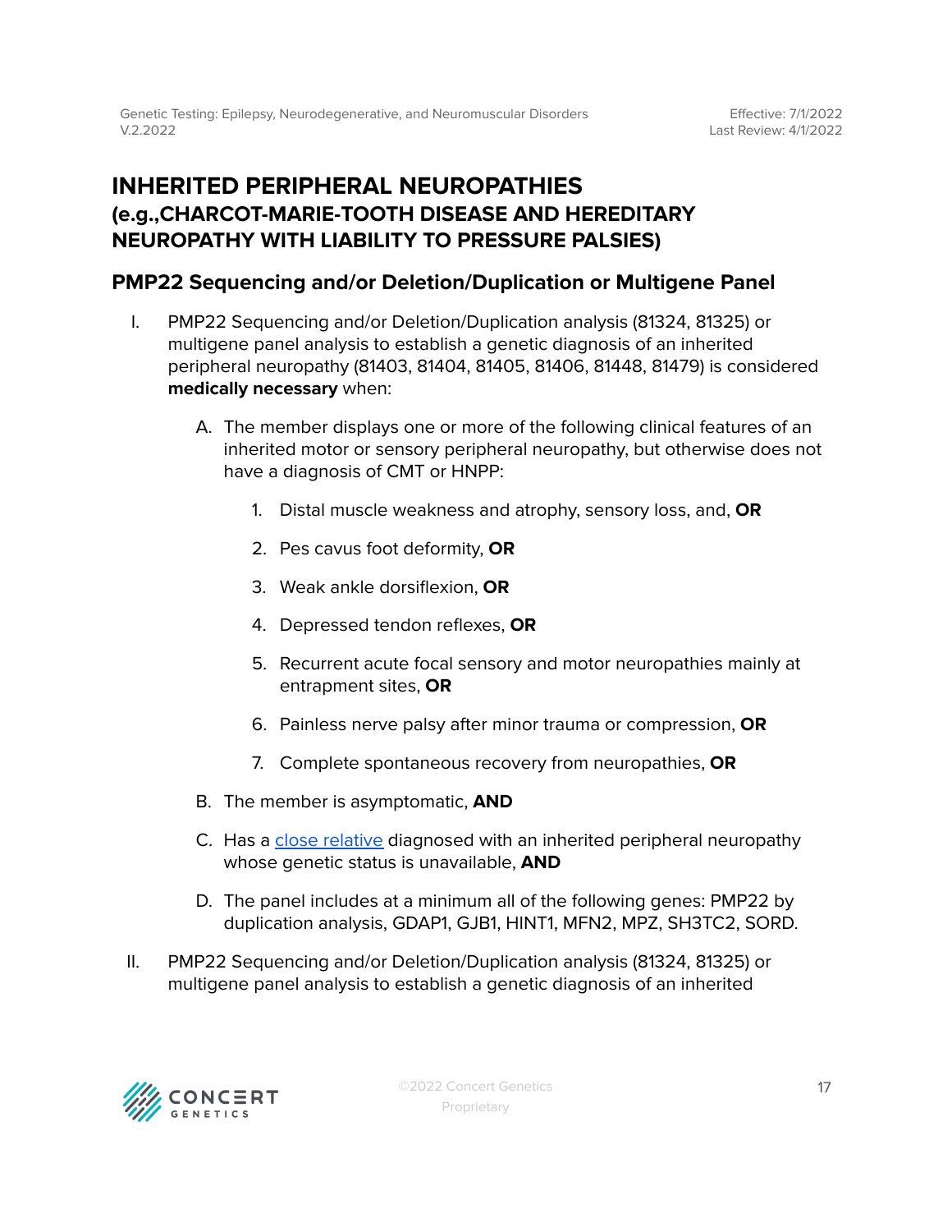# INHERITED PERIPHERAL NEUROPATHIES
## (e.g.,CHARCOT-MARIE-TOOTH DISEASE AND HEREDITARY NEUROPATHY WITH LIABILITY TO PRESSURE PALSIES)

### PMP22 Sequencing and/or Deletion/Duplication or Multigene Panel

I. PMP22 Sequencing and/or Deletion/Duplication analysis (81324, 81325) or multigene panel analysis to establish a genetic diagnosis of an inherited peripheral neuropathy (81403, 81404, 81405, 81406, 81448, 81479) is considered **medically necessary** when:

   A. The member displays one or more of the following clinical features of an inherited motor or sensory peripheral neuropathy, but otherwise does not have a diagnosis of CMT or HNPP:

      1. Distal muscle weakness and atrophy, sensory loss, and, **OR**
      2. Pes cavus foot deformity, **OR**
      3. Weak ankle dorsiflexion, **OR**
      4. Depressed tendon reflexes, **OR**
      5. Recurrent acute focal sensory and motor neuropathies mainly at entrapment sites, **OR**
      6. Painless nerve palsy after minor trauma or compression, **OR**
      7. Complete spontaneous recovery from neuropathies, **OR**

   B. The member is asymptomatic, **AND**

   C. Has a close relative diagnosed with an inherited peripheral neuropathy whose genetic status is unavailable, **AND**

   D. The panel includes at a minimum all of the following genes: PMP22 by duplication analysis, GDAP1, GJB1, HINT1, MFN2, MPZ, SH3TC2, SORD.

II. PMP22 Sequencing and/or Deletion/Duplication analysis (81324, 81325) or multigene panel analysis to establish a genetic diagnosis of an inherited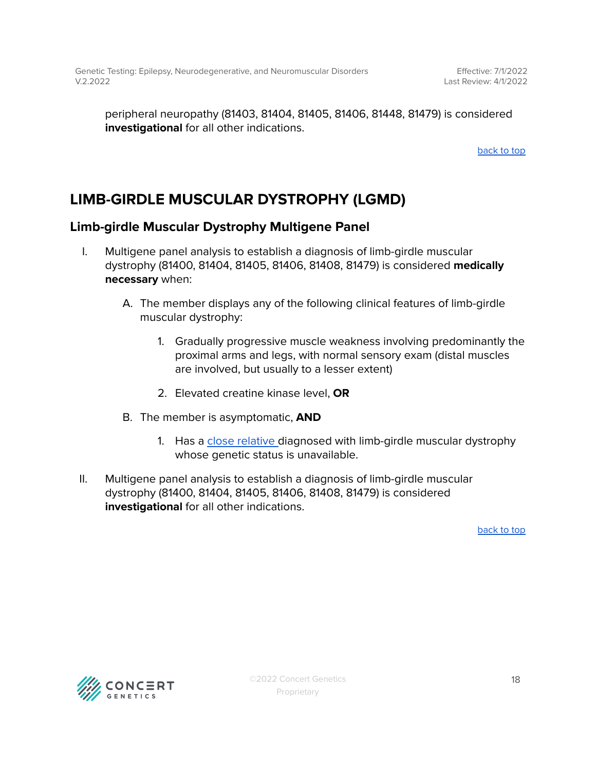peripheral neuropathy (81403, 81404, 81405, 81406, 81448, 81479) is considered **investigational** for all other indications.

back to top

## LIMB-GIRDLE MUSCULAR DYSTROPHY (LGMD)

### Limb-girdle Muscular Dystrophy Multigene Panel

I. Multigene panel analysis to establish a diagnosis of limb-girdle muscular dystrophy (81400, 81404, 81405, 81406, 81408, 81479) is considered **medically necessary** when:

   A. The member displays any of the following clinical features of limb-girdle muscular dystrophy:

      1. Gradually progressive muscle weakness involving predominantly the proximal arms and legs, with normal sensory exam (distal muscles are involved, but usually to a lesser extent)

      2. Elevated creatine kinase level, **OR**

   B. The member is asymptomatic, **AND**

      1. Has a close relative diagnosed with limb-girdle muscular dystrophy whose genetic status is unavailable.

II. Multigene panel analysis to establish a diagnosis of limb-girdle muscular dystrophy (81400, 81404, 81405, 81406, 81408, 81479) is considered **investigational** for all other indications.

back to top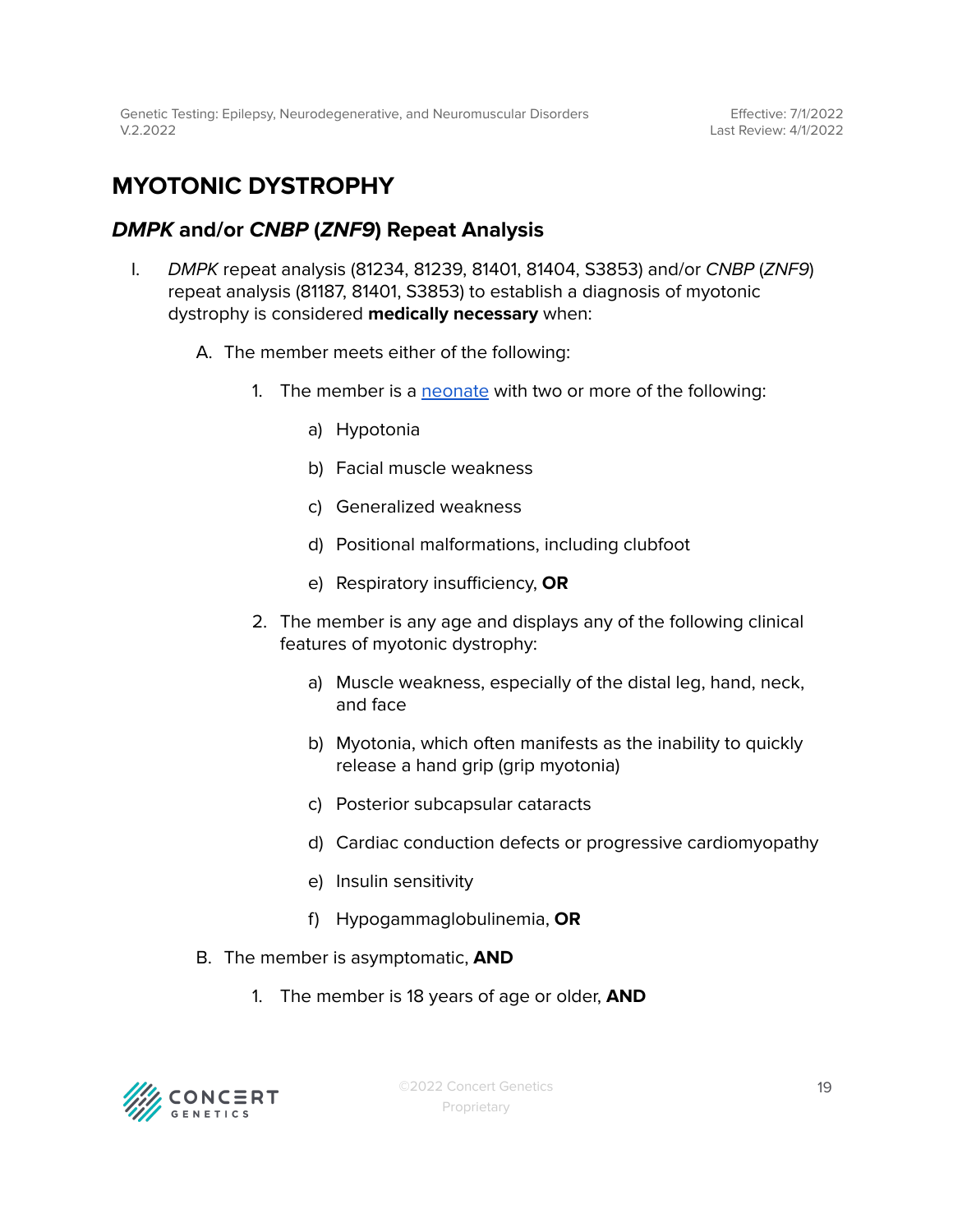# MYOTONIC DYSTROPHY

## *DMPK* and/or *CNBP* (*ZNF9*) Repeat Analysis

I. *DMPK* repeat analysis (81234, 81239, 81401, 81404, S3853) and/or *CNBP* (*ZNF9*) repeat analysis (81187, 81401, S3853) to establish a diagnosis of myotonic dystrophy is considered **medically necessary** when:

   A. The member meets either of the following:

      1. The member is a neonate with two or more of the following:

         a) Hypotonia

         b) Facial muscle weakness

         c) Generalized weakness

         d) Positional malformations, including clubfoot

         e) Respiratory insufficiency, **OR**

      2. The member is any age and displays any of the following clinical features of myotonic dystrophy:

         a) Muscle weakness, especially of the distal leg, hand, neck, and face

         b) Myotonia, which often manifests as the inability to quickly release a hand grip (grip myotonia)

         c) Posterior subcapsular cataracts

         d) Cardiac conduction defects or progressive cardiomyopathy

         e) Insulin sensitivity

         f) Hypogammaglobulinemia, **OR**

   B. The member is asymptomatic, **AND**

      1. The member is 18 years of age or older, **AND**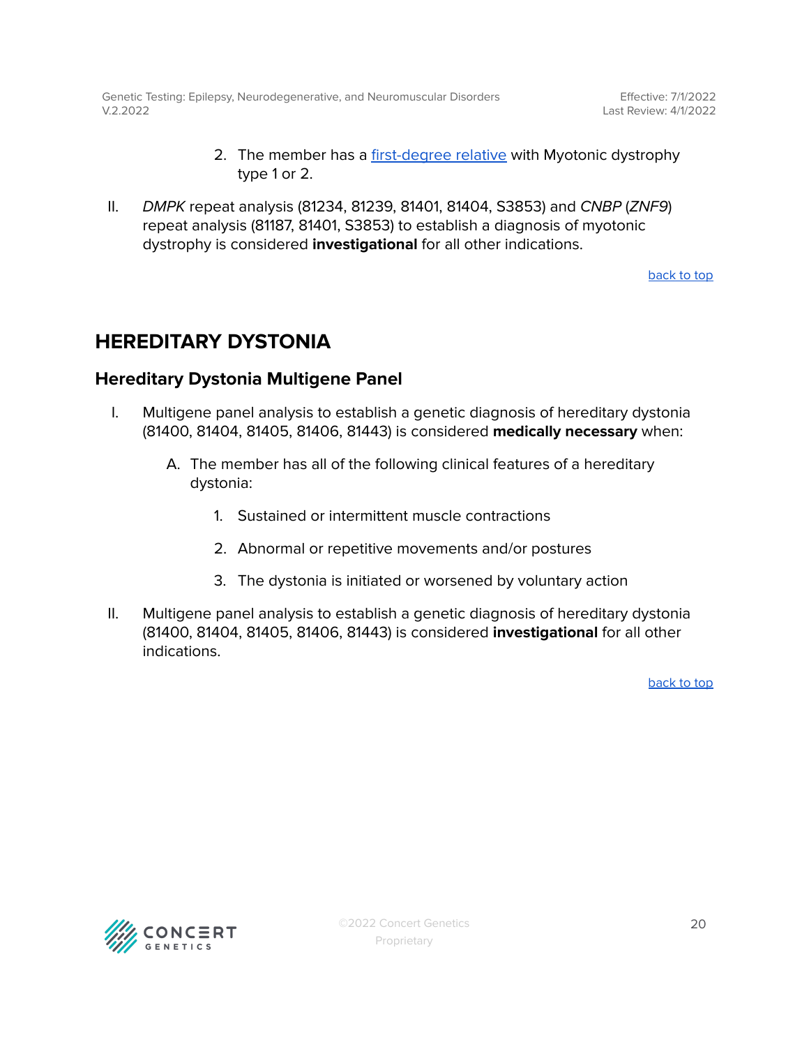2. The member has a first-degree relative with Myotonic dystrophy type 1 or 2.

II. *DMPK* repeat analysis (81234, 81239, 81401, 81404, S3853) and *CNBP* (*ZNF9*) repeat analysis (81187, 81401, S3853) to establish a diagnosis of myotonic dystrophy is considered **investigational** for all other indications.

back to top

# HEREDITARY DYSTONIA

## Hereditary Dystonia Multigene Panel

I. Multigene panel analysis to establish a genetic diagnosis of hereditary dystonia (81400, 81404, 81405, 81406, 81443) is considered **medically necessary** when:

   A. The member has all of the following clinical features of a hereditary dystonia:

      1. Sustained or intermittent muscle contractions
      2. Abnormal or repetitive movements and/or postures
      3. The dystonia is initiated or worsened by voluntary action

II. Multigene panel analysis to establish a genetic diagnosis of hereditary dystonia (81400, 81404, 81405, 81406, 81443) is considered **investigational** for all other indications.

back to top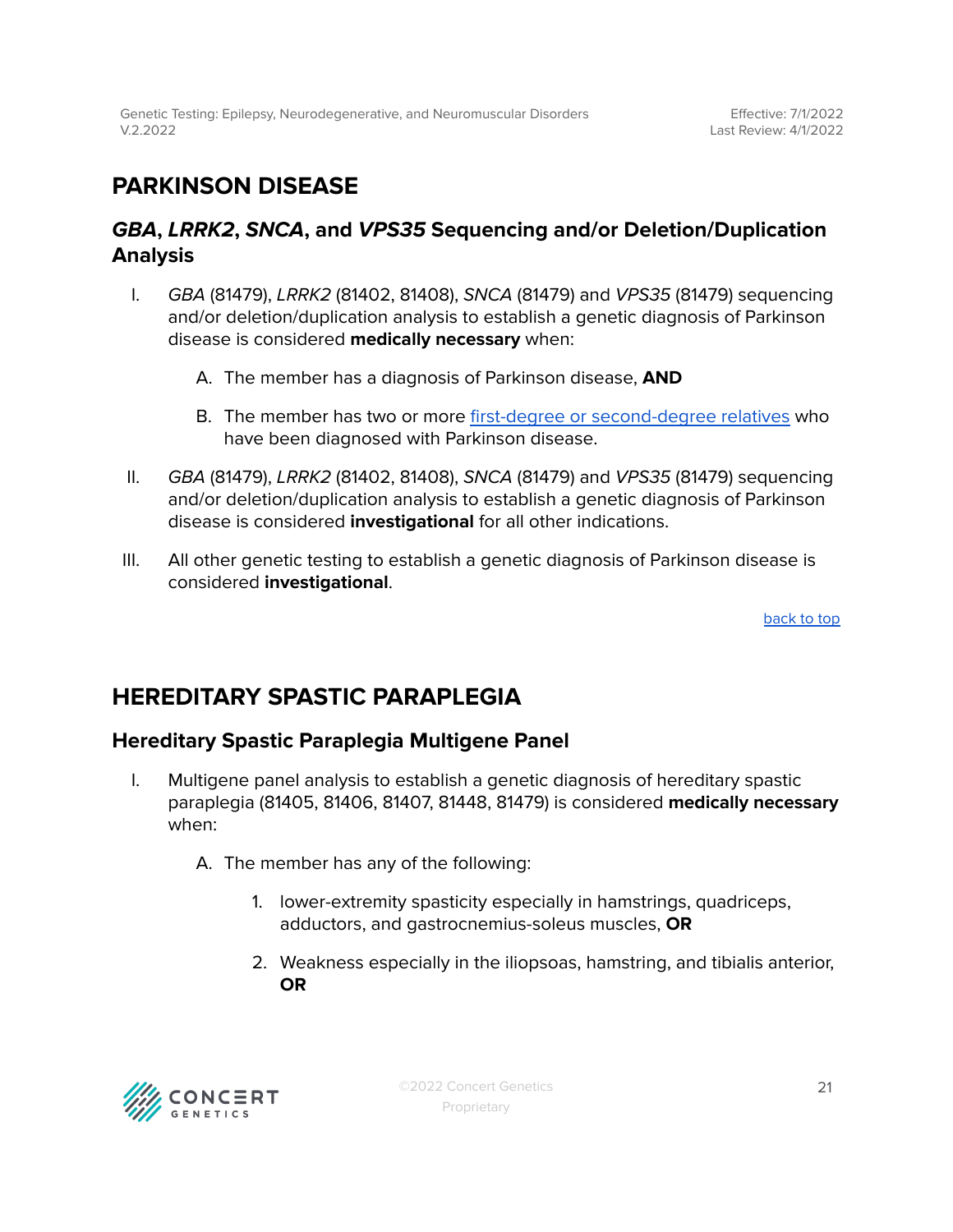# PARKINSON DISEASE

## *GBA*, *LRRK2*, *SNCA*, and *VPS35* Sequencing and/or Deletion/Duplication Analysis

I. *GBA* (81479), *LRRK2* (81402, 81408), *SNCA* (81479) and *VPS35* (81479) sequencing and/or deletion/duplication analysis to establish a genetic diagnosis of Parkinson disease is considered **medically necessary** when:

   A. The member has a diagnosis of Parkinson disease, **AND**

   B. The member has two or more first-degree or second-degree relatives who have been diagnosed with Parkinson disease.

II. *GBA* (81479), *LRRK2* (81402, 81408), *SNCA* (81479) and *VPS35* (81479) sequencing and/or deletion/duplication analysis to establish a genetic diagnosis of Parkinson disease is considered **investigational** for all other indications.

III. All other genetic testing to establish a genetic diagnosis of Parkinson disease is considered **investigational**.

back to top

# HEREDITARY SPASTIC PARAPLEGIA

## Hereditary Spastic Paraplegia Multigene Panel

I. Multigene panel analysis to establish a genetic diagnosis of hereditary spastic paraplegia (81405, 81406, 81407, 81448, 81479) is considered **medically necessary** when:

   A. The member has any of the following:

      1. lower-extremity spasticity especially in hamstrings, quadriceps, adductors, and gastrocnemius-soleus muscles, **OR**

      2. Weakness especially in the iliopsoas, hamstring, and tibialis anterior, **OR**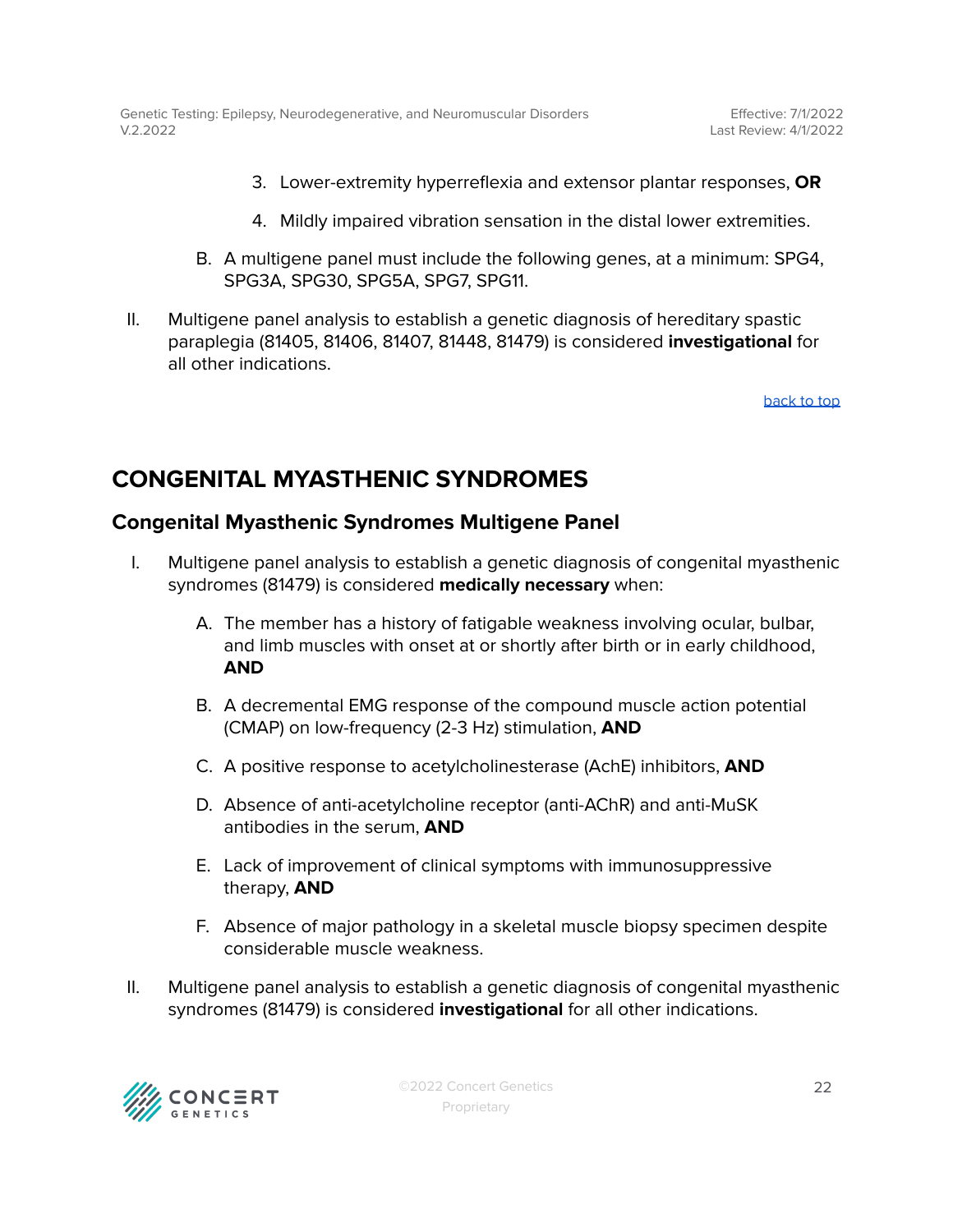3. Lower-extremity hyperreflexia and extensor plantar responses, **OR**

4. Mildly impaired vibration sensation in the distal lower extremities.

B. A multigene panel must include the following genes, at a minimum: SPG4, SPG3A, SPG30, SPG5A, SPG7, SPG11.

II. Multigene panel analysis to establish a genetic diagnosis of hereditary spastic paraplegia (81405, 81406, 81407, 81448, 81479) is considered **investigational** for all other indications.

back to top

## CONGENITAL MYASTHENIC SYNDROMES

### Congenital Myasthenic Syndromes Multigene Panel

I. Multigene panel analysis to establish a genetic diagnosis of congenital myasthenic syndromes (81479) is considered **medically necessary** when:

A. The member has a history of fatigable weakness involving ocular, bulbar, and limb muscles with onset at or shortly after birth or in early childhood, **AND**

B. A decremental EMG response of the compound muscle action potential (CMAP) on low-frequency (2-3 Hz) stimulation, **AND**

C. A positive response to acetylcholinesterase (AchE) inhibitors, **AND**

D. Absence of anti-acetylcholine receptor (anti-AChR) and anti-MuSK antibodies in the serum, **AND**

E. Lack of improvement of clinical symptoms with immunosuppressive therapy, **AND**

F. Absence of major pathology in a skeletal muscle biopsy specimen despite considerable muscle weakness.

II. Multigene panel analysis to establish a genetic diagnosis of congenital myasthenic syndromes (81479) is considered **investigational** for all other indications.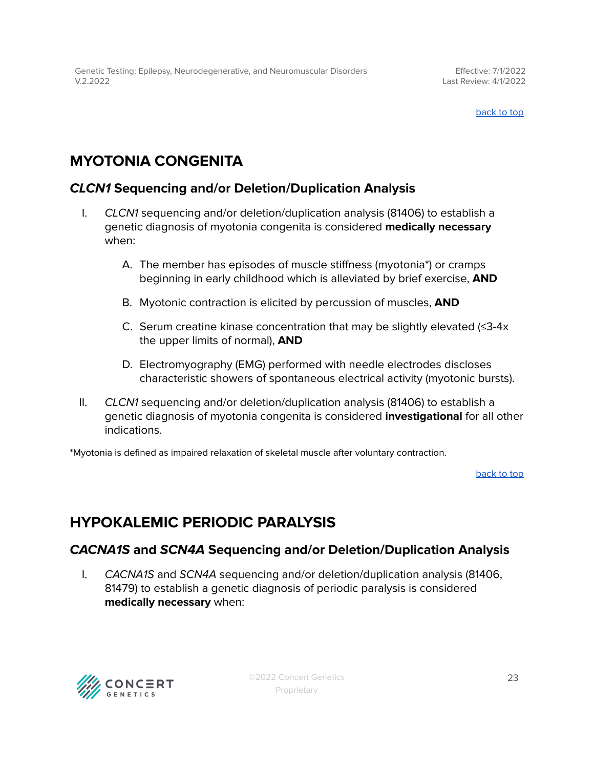[back to top](#)

## MYOTONIA CONGENITA

### *CLCN1* Sequencing and/or Deletion/Duplication Analysis

I. *CLCN1* sequencing and/or deletion/duplication analysis (81406) to establish a genetic diagnosis of myotonia congenita is considered **medically necessary** when:

   A. The member has episodes of muscle stiffness (myotonia*) or cramps beginning in early childhood which is alleviated by brief exercise, **AND**

   B. Myotonic contraction is elicited by percussion of muscles, **AND**

   C. Serum creatine kinase concentration that may be slightly elevated (≤3-4x the upper limits of normal), **AND**

   D. Electromyography (EMG) performed with needle electrodes discloses characteristic showers of spontaneous electrical activity (myotonic bursts).

II. *CLCN1* sequencing and/or deletion/duplication analysis (81406) to establish a genetic diagnosis of myotonia congenita is considered **investigational** for all other indications.

*Myotonia is defined as impaired relaxation of skeletal muscle after voluntary contraction.

[back to top](#)

## HYPOKALEMIC PERIODIC PARALYSIS

### *CACNA1S* and *SCN4A* Sequencing and/or Deletion/Duplication Analysis

I. *CACNA1S* and *SCN4A* sequencing and/or deletion/duplication analysis (81406, 81479) to establish a genetic diagnosis of periodic paralysis is considered **medically necessary** when: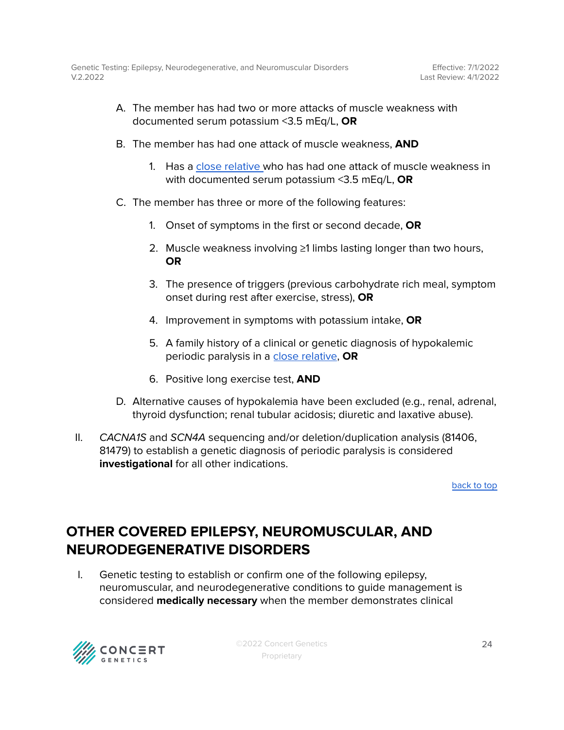A. The member has had two or more attacks of muscle weakness with documented serum potassium <3.5 mEq/L, **OR**

B. The member has had one attack of muscle weakness, **AND**

   1. Has a close relative who has had one attack of muscle weakness in with documented serum potassium <3.5 mEq/L, **OR**

C. The member has three or more of the following features:

   1. Onset of symptoms in the first or second decade, **OR**
   2. Muscle weakness involving ≥1 limbs lasting longer than two hours, **OR**
   3. The presence of triggers (previous carbohydrate rich meal, symptom onset during rest after exercise, stress), **OR**
   4. Improvement in symptoms with potassium intake, **OR**
   5. A family history of a clinical or genetic diagnosis of hypokalemic periodic paralysis in a close relative, **OR**
   6. Positive long exercise test, **AND**

D. Alternative causes of hypokalemia have been excluded (e.g., renal, adrenal, thyroid dysfunction; renal tubular acidosis; diuretic and laxative abuse).

II. *CACNA1S* and *SCN4A* sequencing and/or deletion/duplication analysis (81406, 81479) to establish a genetic diagnosis of periodic paralysis is considered **investigational** for all other indications.

back to top

## OTHER COVERED EPILEPSY, NEUROMUSCULAR, AND NEURODEGENERATIVE DISORDERS

I. Genetic testing to establish or confirm one of the following epilepsy, neuromuscular, and neurodegenerative conditions to guide management is considered **medically necessary** when the member demonstrates clinical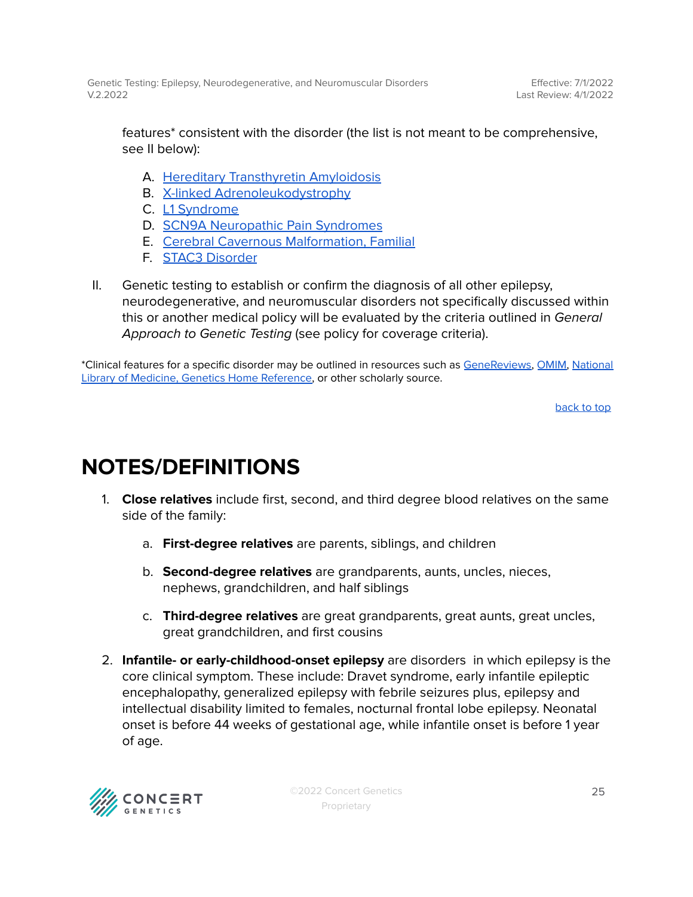features* consistent with the disorder (the list is not meant to be comprehensive, see II below):

   A. Hereditary Transthyretin Amyloidosis
   B. X-linked Adrenoleukodystrophy
   C. L1 Syndrome
   D. SCN9A Neuropathic Pain Syndromes
   E. Cerebral Cavernous Malformation, Familial
   F. STAC3 Disorder

II. Genetic testing to establish or confirm the diagnosis of all other epilepsy, neurodegenerative, and neuromuscular disorders not specifically discussed within this or another medical policy will be evaluated by the criteria outlined in *General Approach to Genetic Testing* (see policy for coverage criteria).

*Clinical features for a specific disorder may be outlined in resources such as GeneReviews, OMIM, National Library of Medicine, Genetics Home Reference, or other scholarly source.

back to top

# NOTES/DEFINITIONS

1. **Close relatives** include first, second, and third degree blood relatives on the same side of the family:

   a. **First-degree relatives** are parents, siblings, and children

   b. **Second-degree relatives** are grandparents, aunts, uncles, nieces, nephews, grandchildren, and half siblings

   c. **Third-degree relatives** are great grandparents, great aunts, great uncles, great grandchildren, and first cousins

2. **Infantile- or early-childhood-onset epilepsy** are disorders in which epilepsy is the core clinical symptom. These include: Dravet syndrome, early infantile epileptic encephalopathy, generalized epilepsy with febrile seizures plus, epilepsy and intellectual disability limited to females, nocturnal frontal lobe epilepsy. Neonatal onset is before 44 weeks of gestational age, while infantile onset is before 1 year of age.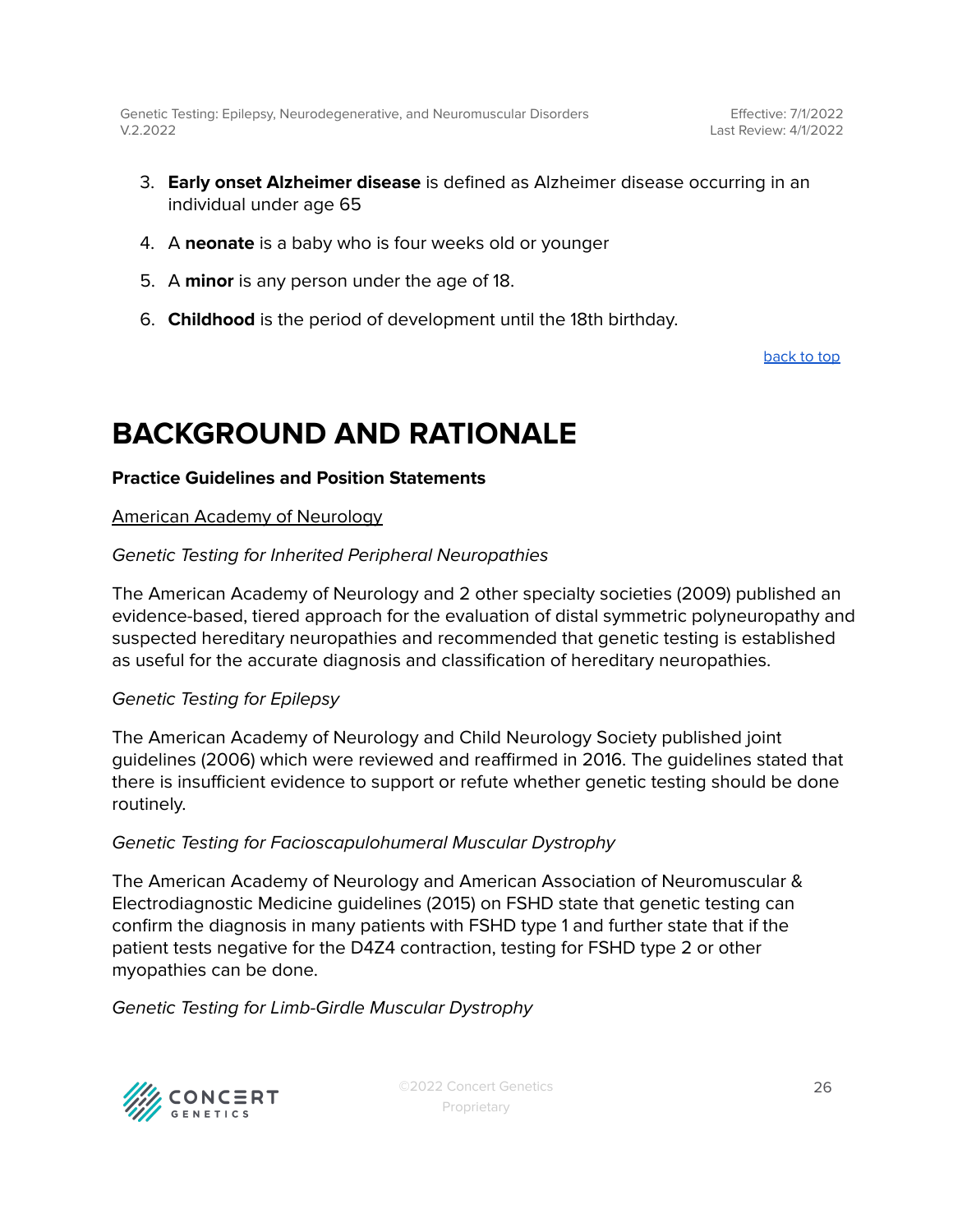3. **Early onset Alzheimer disease** is defined as Alzheimer disease occurring in an individual under age 65
4. A **neonate** is a baby who is four weeks old or younger
5. A **minor** is any person under the age of 18.
6. **Childhood** is the period of development until the 18th birthday.

back to top

# BACKGROUND AND RATIONALE

**Practice Guidelines and Position Statements**

American Academy of Neurology

*Genetic Testing for Inherited Peripheral Neuropathies*

The American Academy of Neurology and 2 other specialty societies (2009) published an evidence-based, tiered approach for the evaluation of distal symmetric polyneuropathy and suspected hereditary neuropathies and recommended that genetic testing is established as useful for the accurate diagnosis and classification of hereditary neuropathies.

*Genetic Testing for Epilepsy*

The American Academy of Neurology and Child Neurology Society published joint guidelines (2006) which were reviewed and reaffirmed in 2016. The guidelines stated that there is insufficient evidence to support or refute whether genetic testing should be done routinely.

*Genetic Testing for Facioscapulohumeral Muscular Dystrophy*

The American Academy of Neurology and American Association of Neuromuscular & Electrodiagnostic Medicine guidelines (2015) on FSHD state that genetic testing can confirm the diagnosis in many patients with FSHD type 1 and further state that if the patient tests negative for the D4Z4 contraction, testing for FSHD type 2 or other myopathies can be done.

*Genetic Testing for Limb-Girdle Muscular Dystrophy*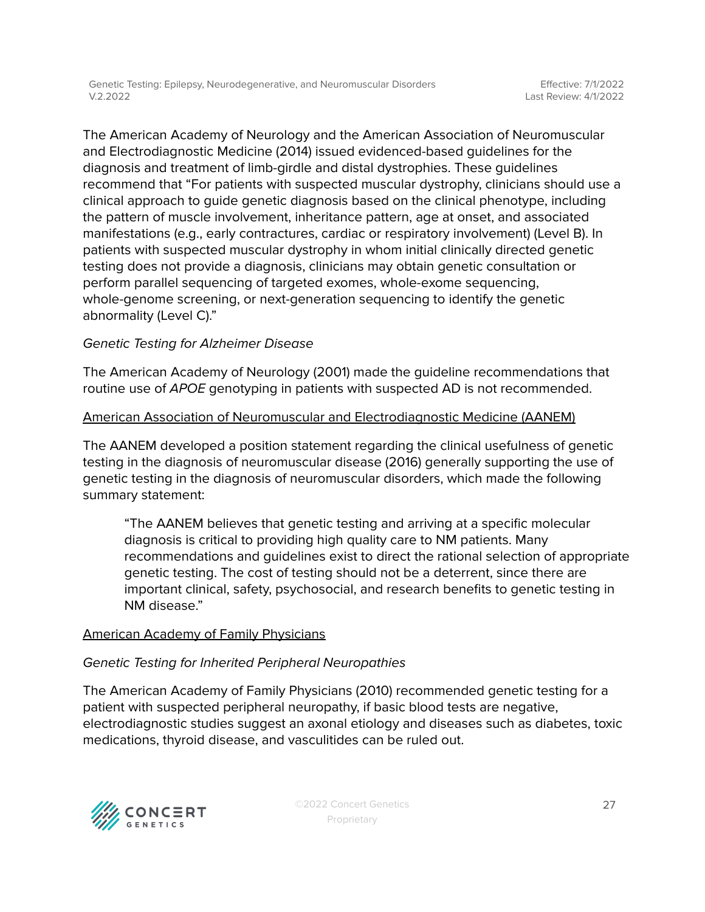The American Academy of Neurology and the American Association of Neuromuscular and Electrodiagnostic Medicine (2014) issued evidenced-based guidelines for the diagnosis and treatment of limb-girdle and distal dystrophies. These guidelines recommend that "For patients with suspected muscular dystrophy, clinicians should use a clinical approach to guide genetic diagnosis based on the clinical phenotype, including the pattern of muscle involvement, inheritance pattern, age at onset, and associated manifestations (e.g., early contractures, cardiac or respiratory involvement) (Level B). In patients with suspected muscular dystrophy in whom initial clinically directed genetic testing does not provide a diagnosis, clinicians may obtain genetic consultation or perform parallel sequencing of targeted exomes, whole-exome sequencing, whole-genome screening, or next-generation sequencing to identify the genetic abnormality (Level C)."

*Genetic Testing for Alzheimer Disease*

The American Academy of Neurology (2001) made the guideline recommendations that routine use of *APOE* genotyping in patients with suspected AD is not recommended.

<u>American Association of Neuromuscular and Electrodiagnostic Medicine (AANEM)</u>

The AANEM developed a position statement regarding the clinical usefulness of genetic testing in the diagnosis of neuromuscular disease (2016) generally supporting the use of genetic testing in the diagnosis of neuromuscular disorders, which made the following summary statement:

> "The AANEM believes that genetic testing and arriving at a specific molecular diagnosis is critical to providing high quality care to NM patients. Many recommendations and guidelines exist to direct the rational selection of appropriate genetic testing. The cost of testing should not be a deterrent, since there are important clinical, safety, psychosocial, and research benefits to genetic testing in NM disease."

<u>American Academy of Family Physicians</u>

*Genetic Testing for Inherited Peripheral Neuropathies*

The American Academy of Family Physicians (2010) recommended genetic testing for a patient with suspected peripheral neuropathy, if basic blood tests are negative, electrodiagnostic studies suggest an axonal etiology and diseases such as diabetes, toxic medications, thyroid disease, and vasculitides can be ruled out.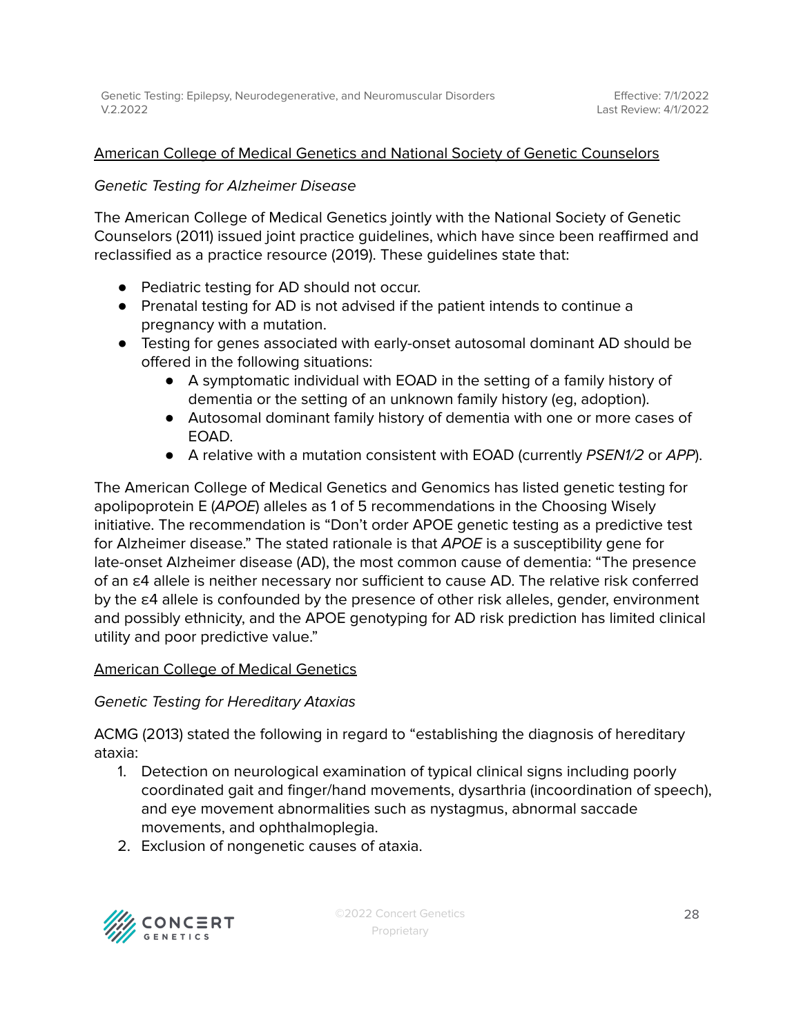<u>American College of Medical Genetics and National Society of Genetic Counselors</u>

*Genetic Testing for Alzheimer Disease*

The American College of Medical Genetics jointly with the National Society of Genetic Counselors (2011) issued joint practice guidelines, which have since been reaffirmed and reclassified as a practice resource (2019). These guidelines state that:

- Pediatric testing for AD should not occur.
- Prenatal testing for AD is not advised if the patient intends to continue a pregnancy with a mutation.
- Testing for genes associated with early-onset autosomal dominant AD should be offered in the following situations:
    - A symptomatic individual with EOAD in the setting of a family history of dementia or the setting of an unknown family history (eg, adoption).
    - Autosomal dominant family history of dementia with one or more cases of EOAD.
    - A relative with a mutation consistent with EOAD (currently *PSEN1/2* or *APP*).

The American College of Medical Genetics and Genomics has listed genetic testing for apolipoprotein E (*APOE*) alleles as 1 of 5 recommendations in the Choosing Wisely initiative. The recommendation is "Don't order APOE genetic testing as a predictive test for Alzheimer disease." The stated rationale is that *APOE* is a susceptibility gene for late-onset Alzheimer disease (AD), the most common cause of dementia: "The presence of an ε4 allele is neither necessary nor sufficient to cause AD. The relative risk conferred by the ε4 allele is confounded by the presence of other risk alleles, gender, environment and possibly ethnicity, and the APOE genotyping for AD risk prediction has limited clinical utility and poor predictive value."

<u>American College of Medical Genetics</u>

*Genetic Testing for Hereditary Ataxias*

ACMG (2013) stated the following in regard to "establishing the diagnosis of hereditary ataxia:

1. Detection on neurological examination of typical clinical signs including poorly coordinated gait and finger/hand movements, dysarthria (incoordination of speech), and eye movement abnormalities such as nystagmus, abnormal saccade movements, and ophthalmoplegia.
2. Exclusion of nongenetic causes of ataxia.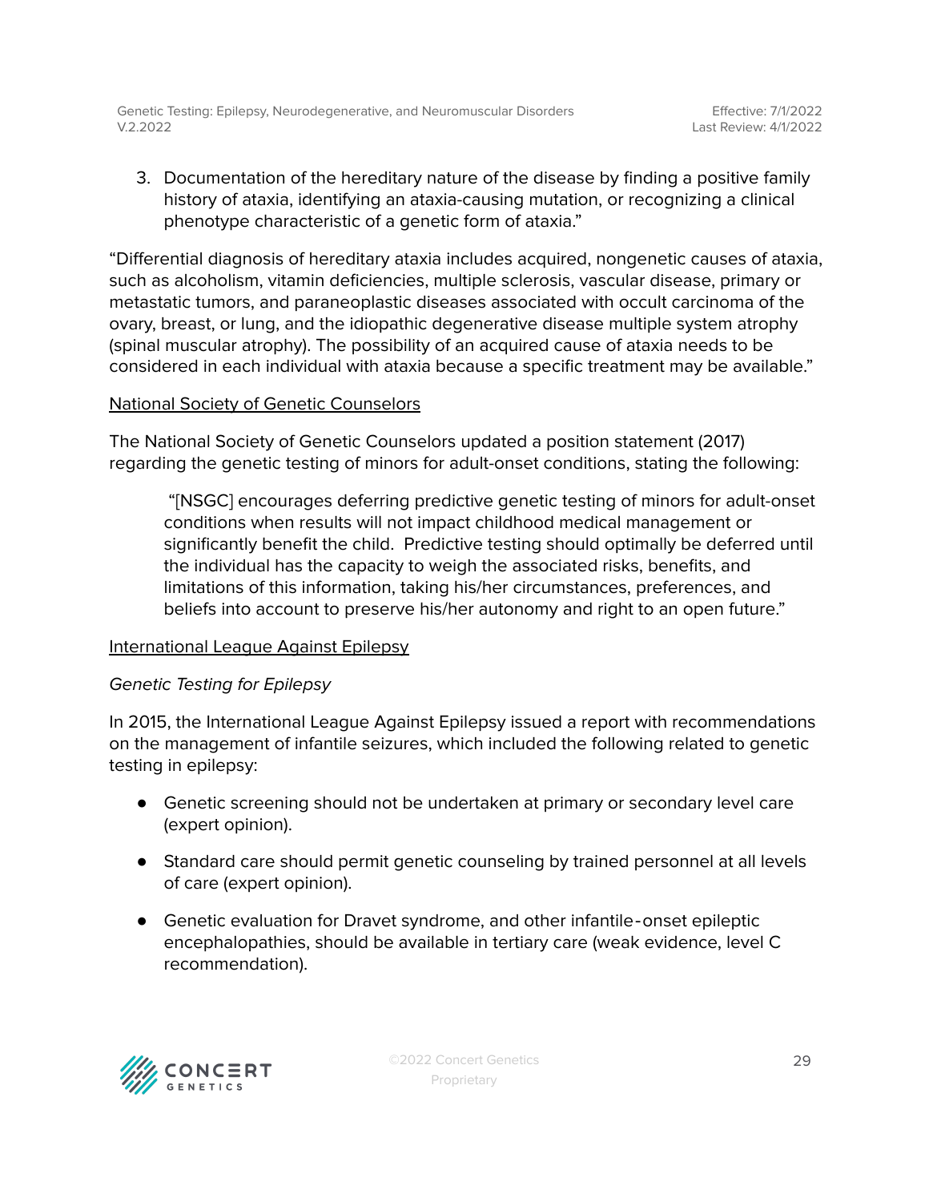3. Documentation of the hereditary nature of the disease by finding a positive family history of ataxia, identifying an ataxia-causing mutation, or recognizing a clinical phenotype characteristic of a genetic form of ataxia."

"Differential diagnosis of hereditary ataxia includes acquired, nongenetic causes of ataxia, such as alcoholism, vitamin deficiencies, multiple sclerosis, vascular disease, primary or metastatic tumors, and paraneoplastic diseases associated with occult carcinoma of the ovary, breast, or lung, and the idiopathic degenerative disease multiple system atrophy (spinal muscular atrophy). The possibility of an acquired cause of ataxia needs to be considered in each individual with ataxia because a specific treatment may be available."

<u>National Society of Genetic Counselors</u>

The National Society of Genetic Counselors updated a position statement (2017) regarding the genetic testing of minors for adult-onset conditions, stating the following:

> "[NSGC] encourages deferring predictive genetic testing of minors for adult-onset conditions when results will not impact childhood medical management or significantly benefit the child. Predictive testing should optimally be deferred until the individual has the capacity to weigh the associated risks, benefits, and limitations of this information, taking his/her circumstances, preferences, and beliefs into account to preserve his/her autonomy and right to an open future."

<u>International League Against Epilepsy</u>

*Genetic Testing for Epilepsy*

In 2015, the International League Against Epilepsy issued a report with recommendations on the management of infantile seizures, which included the following related to genetic testing in epilepsy:

- Genetic screening should not be undertaken at primary or secondary level care (expert opinion).
- Standard care should permit genetic counseling by trained personnel at all levels of care (expert opinion).
- Genetic evaluation for Dravet syndrome, and other infantile-onset epileptic encephalopathies, should be available in tertiary care (weak evidence, level C recommendation).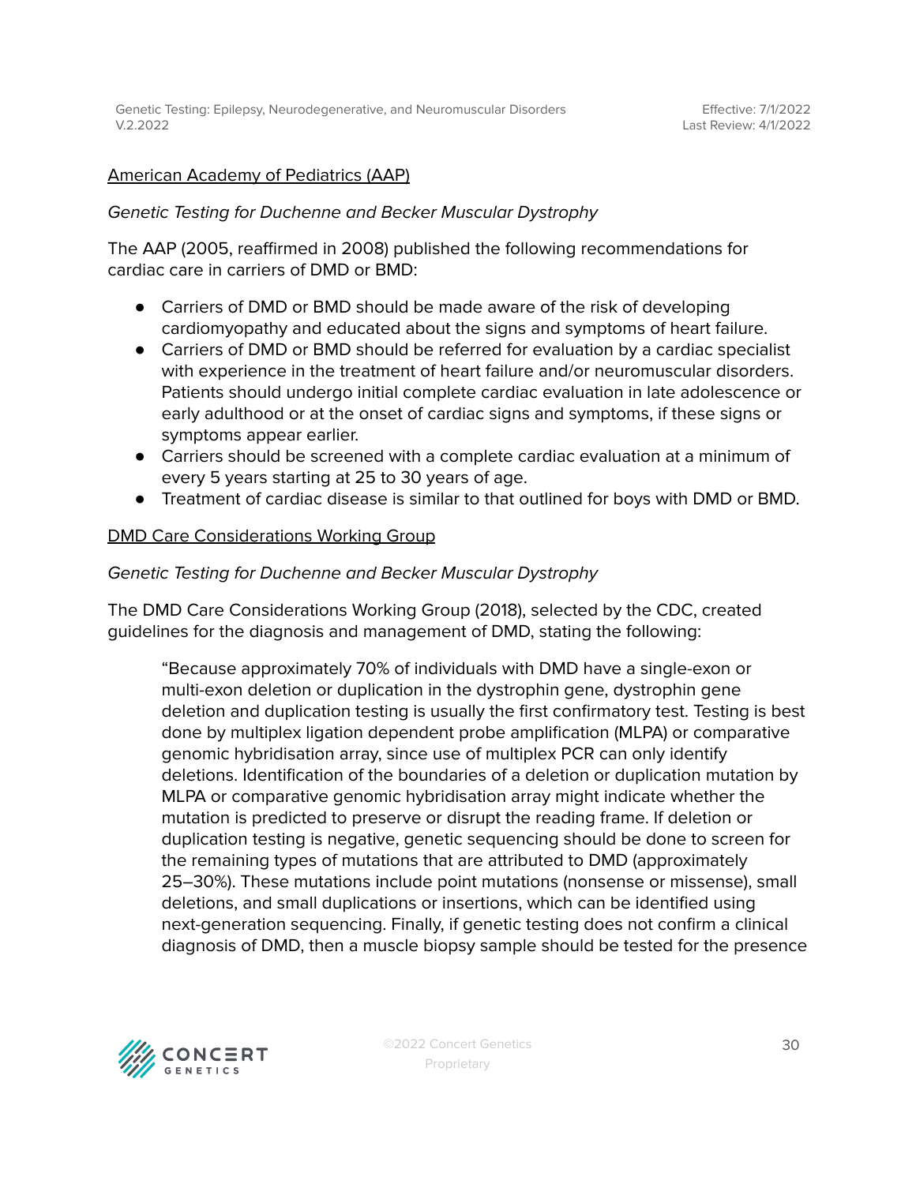American Academy of Pediatrics (AAP)

*Genetic Testing for Duchenne and Becker Muscular Dystrophy*

The AAP (2005, reaffirmed in 2008) published the following recommendations for cardiac care in carriers of DMD or BMD:

- Carriers of DMD or BMD should be made aware of the risk of developing cardiomyopathy and educated about the signs and symptoms of heart failure.
- Carriers of DMD or BMD should be referred for evaluation by a cardiac specialist with experience in the treatment of heart failure and/or neuromuscular disorders. Patients should undergo initial complete cardiac evaluation in late adolescence or early adulthood or at the onset of cardiac signs and symptoms, if these signs or symptoms appear earlier.
- Carriers should be screened with a complete cardiac evaluation at a minimum of every 5 years starting at 25 to 30 years of age.
- Treatment of cardiac disease is similar to that outlined for boys with DMD or BMD.

DMD Care Considerations Working Group

*Genetic Testing for Duchenne and Becker Muscular Dystrophy*

The DMD Care Considerations Working Group (2018), selected by the CDC, created guidelines for the diagnosis and management of DMD, stating the following:

> "Because approximately 70% of individuals with DMD have a single-exon or multi-exon deletion or duplication in the dystrophin gene, dystrophin gene deletion and duplication testing is usually the first confirmatory test. Testing is best done by multiplex ligation dependent probe amplification (MLPA) or comparative genomic hybridisation array, since use of multiplex PCR can only identify deletions. Identification of the boundaries of a deletion or duplication mutation by MLPA or comparative genomic hybridisation array might indicate whether the mutation is predicted to preserve or disrupt the reading frame. If deletion or duplication testing is negative, genetic sequencing should be done to screen for the remaining types of mutations that are attributed to DMD (approximately 25–30%). These mutations include point mutations (nonsense or missense), small deletions, and small duplications or insertions, which can be identified using next-generation sequencing. Finally, if genetic testing does not confirm a clinical diagnosis of DMD, then a muscle biopsy sample should be tested for the presence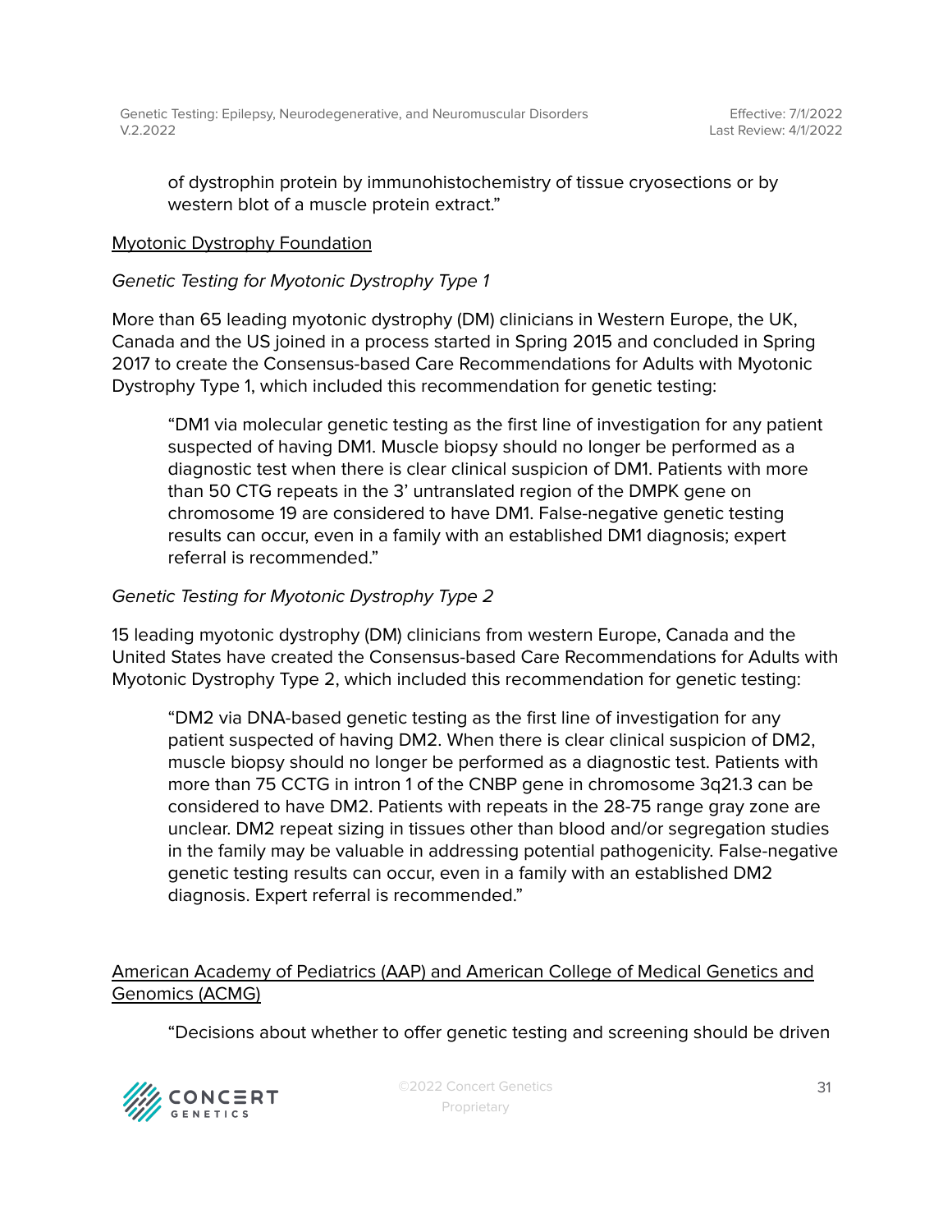> of dystrophin protein by immunohistochemistry of tissue cryosections or by western blot of a muscle protein extract."

Myotonic Dystrophy Foundation

*Genetic Testing for Myotonic Dystrophy Type 1*

More than 65 leading myotonic dystrophy (DM) clinicians in Western Europe, the UK, Canada and the US joined in a process started in Spring 2015 and concluded in Spring 2017 to create the Consensus-based Care Recommendations for Adults with Myotonic Dystrophy Type 1, which included this recommendation for genetic testing:

> "DM1 via molecular genetic testing as the first line of investigation for any patient suspected of having DM1. Muscle biopsy should no longer be performed as a diagnostic test when there is clear clinical suspicion of DM1. Patients with more than 50 CTG repeats in the 3' untranslated region of the DMPK gene on chromosome 19 are considered to have DM1. False-negative genetic testing results can occur, even in a family with an established DM1 diagnosis; expert referral is recommended."

*Genetic Testing for Myotonic Dystrophy Type 2*

15 leading myotonic dystrophy (DM) clinicians from western Europe, Canada and the United States have created the Consensus-based Care Recommendations for Adults with Myotonic Dystrophy Type 2, which included this recommendation for genetic testing:

> "DM2 via DNA-based genetic testing as the first line of investigation for any patient suspected of having DM2. When there is clear clinical suspicion of DM2, muscle biopsy should no longer be performed as a diagnostic test. Patients with more than 75 CCTG in intron 1 of the CNBP gene in chromosome 3q21.3 can be considered to have DM2. Patients with repeats in the 28-75 range gray zone are unclear. DM2 repeat sizing in tissues other than blood and/or segregation studies in the family may be valuable in addressing potential pathogenicity. False-negative genetic testing results can occur, even in a family with an established DM2 diagnosis. Expert referral is recommended."

American Academy of Pediatrics (AAP) and American College of Medical Genetics and Genomics (ACMG)

> "Decisions about whether to offer genetic testing and screening should be driven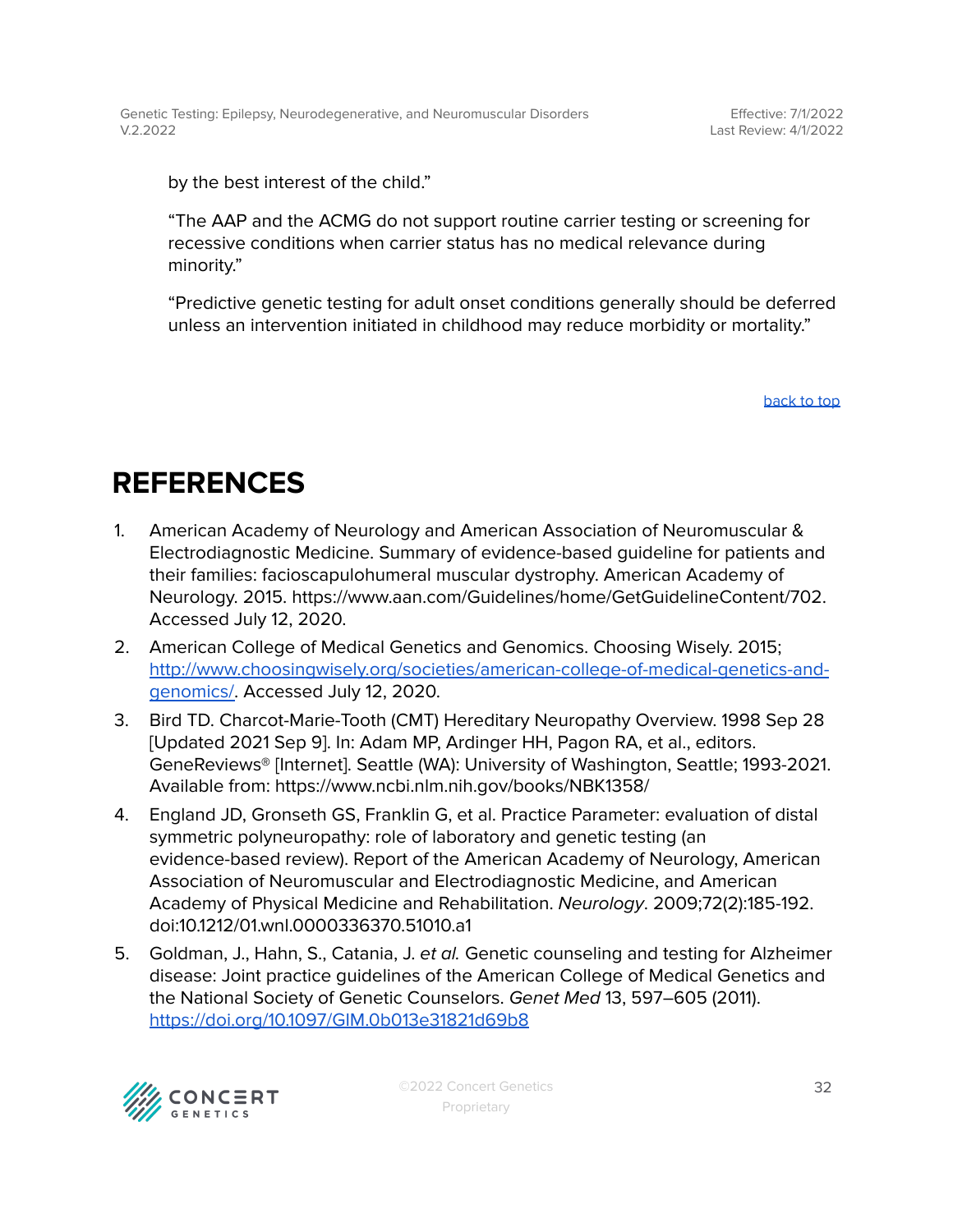by the best interest of the child."

"The AAP and the ACMG do not support routine carrier testing or screening for recessive conditions when carrier status has no medical relevance during minority."

"Predictive genetic testing for adult onset conditions generally should be deferred unless an intervention initiated in childhood may reduce morbidity or mortality."

[back to top](#)

# REFERENCES

1. American Academy of Neurology and American Association of Neuromuscular & Electrodiagnostic Medicine. Summary of evidence-based guideline for patients and their families: facioscapulohumeral muscular dystrophy. American Academy of Neurology. 2015. https://www.aan.com/Guidelines/home/GetGuidelineContent/702. Accessed July 12, 2020.
2. American College of Medical Genetics and Genomics. Choosing Wisely. 2015; [http://www.choosingwisely.org/societies/american-college-of-medical-genetics-and-genomics/](http://www.choosingwisely.org/societies/american-college-of-medical-genetics-and-genomics/). Accessed July 12, 2020.
3. Bird TD. Charcot-Marie-Tooth (CMT) Hereditary Neuropathy Overview. 1998 Sep 28 [Updated 2021 Sep 9]. In: Adam MP, Ardinger HH, Pagon RA, et al., editors. GeneReviews® [Internet]. Seattle (WA): University of Washington, Seattle; 1993-2021. Available from: https://www.ncbi.nlm.nih.gov/books/NBK1358/
4. England JD, Gronseth GS, Franklin G, et al. Practice Parameter: evaluation of distal symmetric polyneuropathy: role of laboratory and genetic testing (an evidence-based review). Report of the American Academy of Neurology, American Association of Neuromuscular and Electrodiagnostic Medicine, and American Academy of Physical Medicine and Rehabilitation. *Neurology*. 2009;72(2):185-192. doi:10.1212/01.wnl.0000336370.51010.a1
5. Goldman, J., Hahn, S., Catania, J. *et al.* Genetic counseling and testing for Alzheimer disease: Joint practice guidelines of the American College of Medical Genetics and the National Society of Genetic Counselors. *Genet Med* 13, 597–605 (2011). [https://doi.org/10.1097/GIM.0b013e31821d69b8](https://doi.org/10.1097/GIM.0b013e31821d69b8)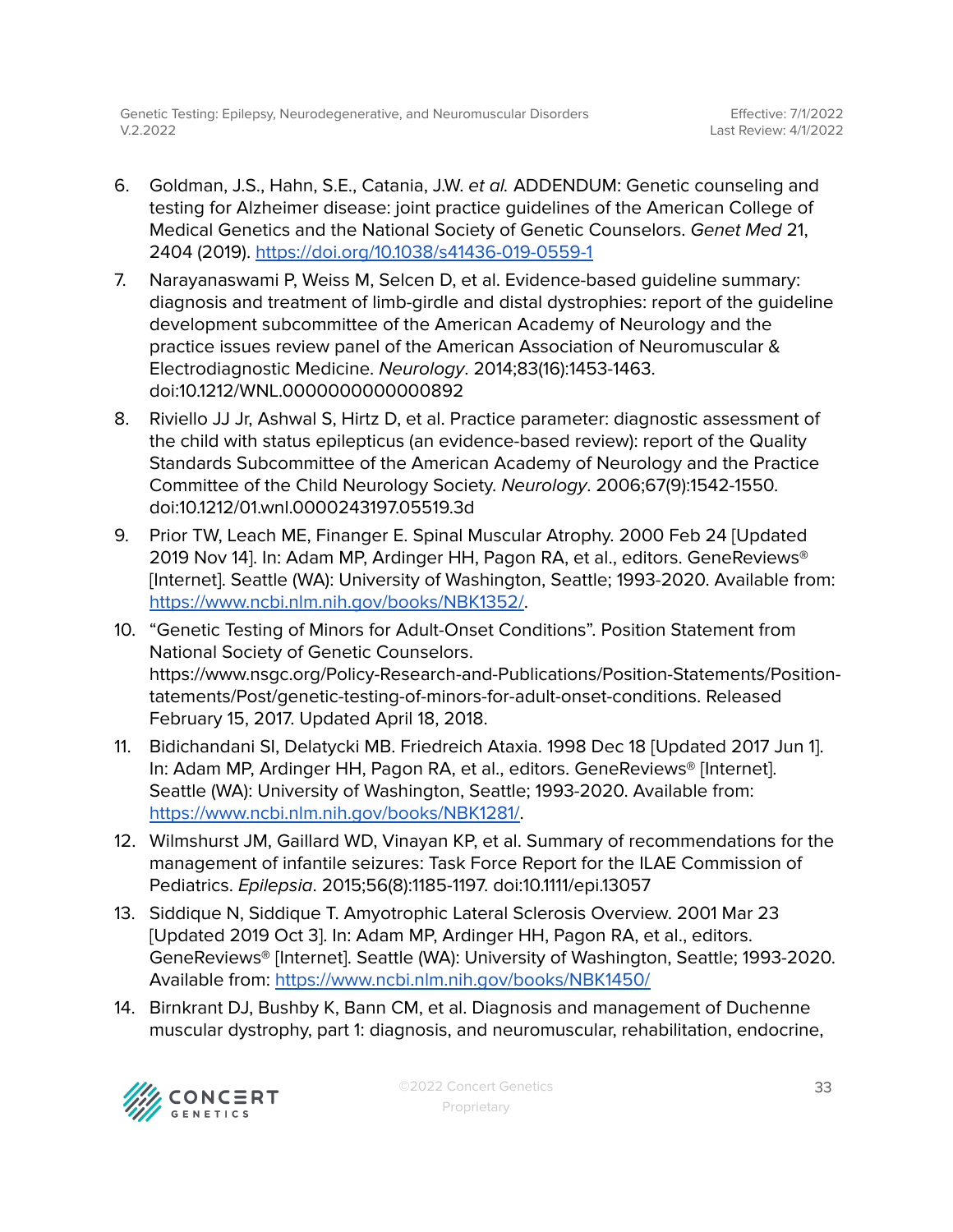6. Goldman, J.S., Hahn, S.E., Catania, J.W. *et al.* ADDENDUM: Genetic counseling and testing for Alzheimer disease: joint practice guidelines of the American College of Medical Genetics and the National Society of Genetic Counselors. *Genet Med* 21, 2404 (2019). https://doi.org/10.1038/s41436-019-0559-1
7. Narayanaswami P, Weiss M, Selcen D, et al. Evidence-based guideline summary: diagnosis and treatment of limb-girdle and distal dystrophies: report of the guideline development subcommittee of the American Academy of Neurology and the practice issues review panel of the American Association of Neuromuscular & Electrodiagnostic Medicine. *Neurology*. 2014;83(16):1453-1463. doi:10.1212/WNL.0000000000000892
8. Riviello JJ Jr, Ashwal S, Hirtz D, et al. Practice parameter: diagnostic assessment of the child with status epilepticus (an evidence-based review): report of the Quality Standards Subcommittee of the American Academy of Neurology and the Practice Committee of the Child Neurology Society. *Neurology*. 2006;67(9):1542-1550. doi:10.1212/01.wnl.0000243197.05519.3d
9. Prior TW, Leach ME, Finanger E. Spinal Muscular Atrophy. 2000 Feb 24 [Updated 2019 Nov 14]. In: Adam MP, Ardinger HH, Pagon RA, et al., editors. GeneReviews® [Internet]. Seattle (WA): University of Washington, Seattle; 1993-2020. Available from: https://www.ncbi.nlm.nih.gov/books/NBK1352/.
10. "Genetic Testing of Minors for Adult-Onset Conditions". Position Statement from National Society of Genetic Counselors. https://www.nsgc.org/Policy-Research-and-Publications/Position-Statements/Position-tatements/Post/genetic-testing-of-minors-for-adult-onset-conditions. Released February 15, 2017. Updated April 18, 2018.
11. Bidichandani SI, Delatycki MB. Friedreich Ataxia. 1998 Dec 18 [Updated 2017 Jun 1]. In: Adam MP, Ardinger HH, Pagon RA, et al., editors. GeneReviews® [Internet]. Seattle (WA): University of Washington, Seattle; 1993-2020. Available from: https://www.ncbi.nlm.nih.gov/books/NBK1281/.
12. Wilmshurst JM, Gaillard WD, Vinayan KP, et al. Summary of recommendations for the management of infantile seizures: Task Force Report for the ILAE Commission of Pediatrics. *Epilepsia*. 2015;56(8):1185-1197. doi:10.1111/epi.13057
13. Siddique N, Siddique T. Amyotrophic Lateral Sclerosis Overview. 2001 Mar 23 [Updated 2019 Oct 3]. In: Adam MP, Ardinger HH, Pagon RA, et al., editors. GeneReviews® [Internet]. Seattle (WA): University of Washington, Seattle; 1993-2020. Available from: https://www.ncbi.nlm.nih.gov/books/NBK1450/
14. Birnkrant DJ, Bushby K, Bann CM, et al. Diagnosis and management of Duchenne muscular dystrophy, part 1: diagnosis, and neuromuscular, rehabilitation, endocrine,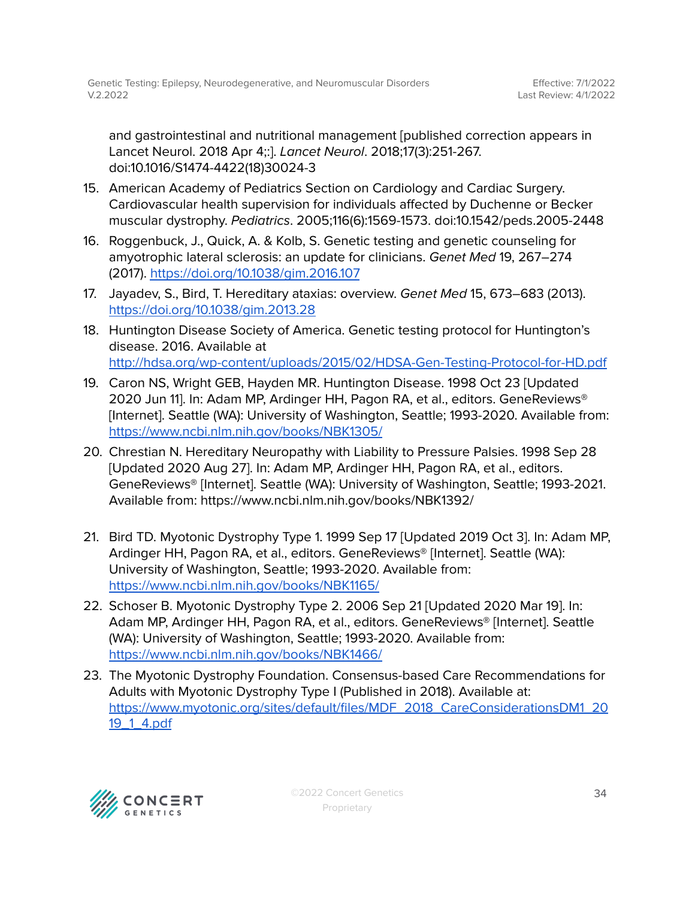and gastrointestinal and nutritional management [published correction appears in Lancet Neurol. 2018 Apr 4;:]. *Lancet Neurol*. 2018;17(3):251-267. doi:10.1016/S1474-4422(18)30024-3

15. American Academy of Pediatrics Section on Cardiology and Cardiac Surgery. Cardiovascular health supervision for individuals affected by Duchenne or Becker muscular dystrophy. *Pediatrics*. 2005;116(6):1569-1573. doi:10.1542/peds.2005-2448
16. Roggenbuck, J., Quick, A. & Kolb, S. Genetic testing and genetic counseling for amyotrophic lateral sclerosis: an update for clinicians. *Genet Med* 19, 267–274 (2017). https://doi.org/10.1038/gim.2016.107
17. Jayadev, S., Bird, T. Hereditary ataxias: overview. *Genet Med* 15, 673–683 (2013). https://doi.org/10.1038/gim.2013.28
18. Huntington Disease Society of America. Genetic testing protocol for Huntington's disease. 2016. Available at http://hdsa.org/wp-content/uploads/2015/02/HDSA-Gen-Testing-Protocol-for-HD.pdf
19. Caron NS, Wright GEB, Hayden MR. Huntington Disease. 1998 Oct 23 [Updated 2020 Jun 11]. In: Adam MP, Ardinger HH, Pagon RA, et al., editors. GeneReviews® [Internet]. Seattle (WA): University of Washington, Seattle; 1993-2020. Available from: https://www.ncbi.nlm.nih.gov/books/NBK1305/
20. Chrestian N. Hereditary Neuropathy with Liability to Pressure Palsies. 1998 Sep 28 [Updated 2020 Aug 27]. In: Adam MP, Ardinger HH, Pagon RA, et al., editors. GeneReviews® [Internet]. Seattle (WA): University of Washington, Seattle; 1993-2021. Available from: https://www.ncbi.nlm.nih.gov/books/NBK1392/
21. Bird TD. Myotonic Dystrophy Type 1. 1999 Sep 17 [Updated 2019 Oct 3]. In: Adam MP, Ardinger HH, Pagon RA, et al., editors. GeneReviews® [Internet]. Seattle (WA): University of Washington, Seattle; 1993-2020. Available from: https://www.ncbi.nlm.nih.gov/books/NBK1165/
22. Schoser B. Myotonic Dystrophy Type 2. 2006 Sep 21 [Updated 2020 Mar 19]. In: Adam MP, Ardinger HH, Pagon RA, et al., editors. GeneReviews® [Internet]. Seattle (WA): University of Washington, Seattle; 1993-2020. Available from: https://www.ncbi.nlm.nih.gov/books/NBK1466/
23. The Myotonic Dystrophy Foundation. Consensus-based Care Recommendations for Adults with Myotonic Dystrophy Type I (Published in 2018). Available at: https://www.myotonic.org/sites/default/files/MDF_2018_CareConsiderationsDM1_2019_1_4.pdf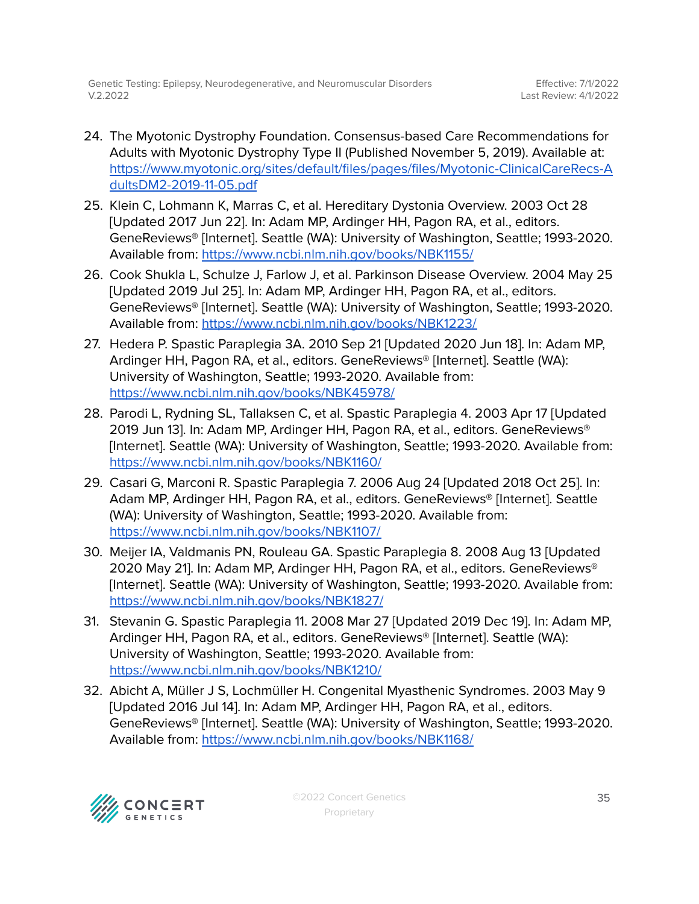24. The Myotonic Dystrophy Foundation. Consensus-based Care Recommendations for Adults with Myotonic Dystrophy Type II (Published November 5, 2019). Available at: https://www.myotonic.org/sites/default/files/pages/files/Myotonic-ClinicalCareRecs-AdultsDM2-2019-11-05.pdf
25. Klein C, Lohmann K, Marras C, et al. Hereditary Dystonia Overview. 2003 Oct 28 [Updated 2017 Jun 22]. In: Adam MP, Ardinger HH, Pagon RA, et al., editors. GeneReviews® [Internet]. Seattle (WA): University of Washington, Seattle; 1993-2020. Available from: https://www.ncbi.nlm.nih.gov/books/NBK1155/
26. Cook Shukla L, Schulze J, Farlow J, et al. Parkinson Disease Overview. 2004 May 25 [Updated 2019 Jul 25]. In: Adam MP, Ardinger HH, Pagon RA, et al., editors. GeneReviews® [Internet]. Seattle (WA): University of Washington, Seattle; 1993-2020. Available from: https://www.ncbi.nlm.nih.gov/books/NBK1223/
27. Hedera P. Spastic Paraplegia 3A. 2010 Sep 21 [Updated 2020 Jun 18]. In: Adam MP, Ardinger HH, Pagon RA, et al., editors. GeneReviews® [Internet]. Seattle (WA): University of Washington, Seattle; 1993-2020. Available from: https://www.ncbi.nlm.nih.gov/books/NBK45978/
28. Parodi L, Rydning SL, Tallaksen C, et al. Spastic Paraplegia 4. 2003 Apr 17 [Updated 2019 Jun 13]. In: Adam MP, Ardinger HH, Pagon RA, et al., editors. GeneReviews® [Internet]. Seattle (WA): University of Washington, Seattle; 1993-2020. Available from: https://www.ncbi.nlm.nih.gov/books/NBK1160/
29. Casari G, Marconi R. Spastic Paraplegia 7. 2006 Aug 24 [Updated 2018 Oct 25]. In: Adam MP, Ardinger HH, Pagon RA, et al., editors. GeneReviews® [Internet]. Seattle (WA): University of Washington, Seattle; 1993-2020. Available from: https://www.ncbi.nlm.nih.gov/books/NBK1107/
30. Meijer IA, Valdmanis PN, Rouleau GA. Spastic Paraplegia 8. 2008 Aug 13 [Updated 2020 May 21]. In: Adam MP, Ardinger HH, Pagon RA, et al., editors. GeneReviews® [Internet]. Seattle (WA): University of Washington, Seattle; 1993-2020. Available from: https://www.ncbi.nlm.nih.gov/books/NBK1827/
31. Stevanin G. Spastic Paraplegia 11. 2008 Mar 27 [Updated 2019 Dec 19]. In: Adam MP, Ardinger HH, Pagon RA, et al., editors. GeneReviews® [Internet]. Seattle (WA): University of Washington, Seattle; 1993-2020. Available from: https://www.ncbi.nlm.nih.gov/books/NBK1210/
32. Abicht A, Müller J S, Lochmüller H. Congenital Myasthenic Syndromes. 2003 May 9 [Updated 2016 Jul 14]. In: Adam MP, Ardinger HH, Pagon RA, et al., editors. GeneReviews® [Internet]. Seattle (WA): University of Washington, Seattle; 1993-2020. Available from: https://www.ncbi.nlm.nih.gov/books/NBK1168/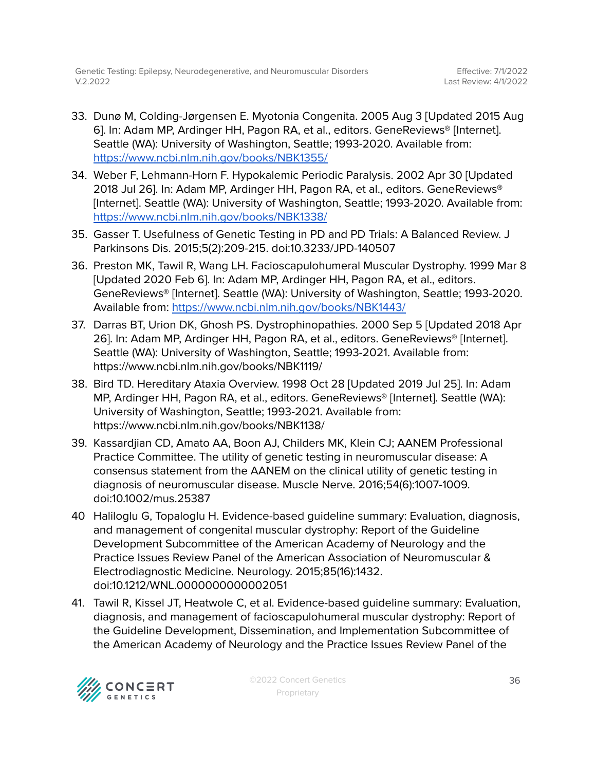33. Dunø M, Colding-Jørgensen E. Myotonia Congenita. 2005 Aug 3 [Updated 2015 Aug 6]. In: Adam MP, Ardinger HH, Pagon RA, et al., editors. GeneReviews® [Internet]. Seattle (WA): University of Washington, Seattle; 1993-2020. Available from: https://www.ncbi.nlm.nih.gov/books/NBK1355/
34. Weber F, Lehmann-Horn F. Hypokalemic Periodic Paralysis. 2002 Apr 30 [Updated 2018 Jul 26]. In: Adam MP, Ardinger HH, Pagon RA, et al., editors. GeneReviews® [Internet]. Seattle (WA): University of Washington, Seattle; 1993-2020. Available from: https://www.ncbi.nlm.nih.gov/books/NBK1338/
35. Gasser T. Usefulness of Genetic Testing in PD and PD Trials: A Balanced Review. J Parkinsons Dis. 2015;5(2):209-215. doi:10.3233/JPD-140507
36. Preston MK, Tawil R, Wang LH. Facioscapulohumeral Muscular Dystrophy. 1999 Mar 8 [Updated 2020 Feb 6]. In: Adam MP, Ardinger HH, Pagon RA, et al., editors. GeneReviews® [Internet]. Seattle (WA): University of Washington, Seattle; 1993-2020. Available from: https://www.ncbi.nlm.nih.gov/books/NBK1443/
37. Darras BT, Urion DK, Ghosh PS. Dystrophinopathies. 2000 Sep 5 [Updated 2018 Apr 26]. In: Adam MP, Ardinger HH, Pagon RA, et al., editors. GeneReviews® [Internet]. Seattle (WA): University of Washington, Seattle; 1993-2021. Available from: https://www.ncbi.nlm.nih.gov/books/NBK1119/
38. Bird TD. Hereditary Ataxia Overview. 1998 Oct 28 [Updated 2019 Jul 25]. In: Adam MP, Ardinger HH, Pagon RA, et al., editors. GeneReviews® [Internet]. Seattle (WA): University of Washington, Seattle; 1993-2021. Available from: https://www.ncbi.nlm.nih.gov/books/NBK1138/
39. Kassardjian CD, Amato AA, Boon AJ, Childers MK, Klein CJ; AANEM Professional Practice Committee. The utility of genetic testing in neuromuscular disease: A consensus statement from the AANEM on the clinical utility of genetic testing in diagnosis of neuromuscular disease. Muscle Nerve. 2016;54(6):1007-1009. doi:10.1002/mus.25387
40. Haliloglu G, Topaloglu H. Evidence-based guideline summary: Evaluation, diagnosis, and management of congenital muscular dystrophy: Report of the Guideline Development Subcommittee of the American Academy of Neurology and the Practice Issues Review Panel of the American Association of Neuromuscular & Electrodiagnostic Medicine. Neurology. 2015;85(16):1432. doi:10.1212/WNL.0000000000002051
41. Tawil R, Kissel JT, Heatwole C, et al. Evidence-based guideline summary: Evaluation, diagnosis, and management of facioscapulohumeral muscular dystrophy: Report of the Guideline Development, Dissemination, and Implementation Subcommittee of the American Academy of Neurology and the Practice Issues Review Panel of the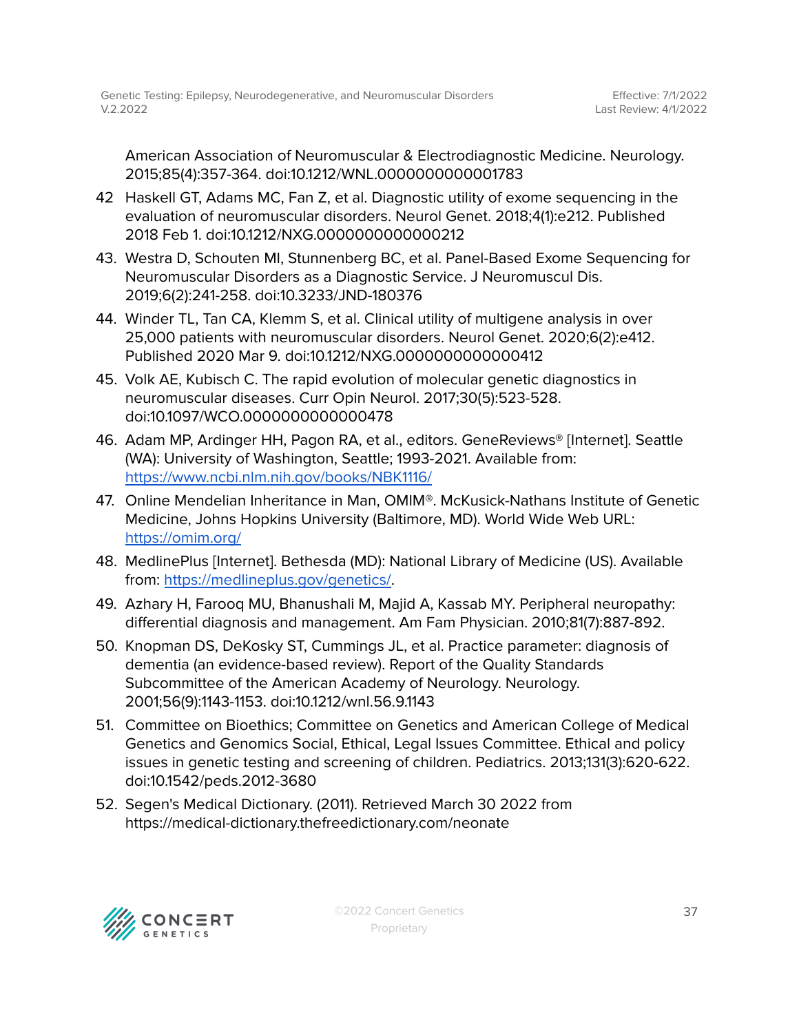American Association of Neuromuscular & Electrodiagnostic Medicine. Neurology. 2015;85(4):357-364. doi:10.1212/WNL.0000000000001783

42 Haskell GT, Adams MC, Fan Z, et al. Diagnostic utility of exome sequencing in the evaluation of neuromuscular disorders. Neurol Genet. 2018;4(1):e212. Published 2018 Feb 1. doi:10.1212/NXG.0000000000000212

43. Westra D, Schouten MI, Stunnenberg BC, et al. Panel-Based Exome Sequencing for Neuromuscular Disorders as a Diagnostic Service. J Neuromuscul Dis. 2019;6(2):241-258. doi:10.3233/JND-180376

44. Winder TL, Tan CA, Klemm S, et al. Clinical utility of multigene analysis in over 25,000 patients with neuromuscular disorders. Neurol Genet. 2020;6(2):e412. Published 2020 Mar 9. doi:10.1212/NXG.0000000000000412

45. Volk AE, Kubisch C. The rapid evolution of molecular genetic diagnostics in neuromuscular diseases. Curr Opin Neurol. 2017;30(5):523-528. doi:10.1097/WCO.0000000000000478

46. Adam MP, Ardinger HH, Pagon RA, et al., editors. GeneReviews® [Internet]. Seattle (WA): University of Washington, Seattle; 1993-2021. Available from: [https://www.ncbi.nlm.nih.gov/books/NBK1116/](https://www.ncbi.nlm.nih.gov/books/NBK1116/)

47. Online Mendelian Inheritance in Man, OMIM®. McKusick-Nathans Institute of Genetic Medicine, Johns Hopkins University (Baltimore, MD). World Wide Web URL: [https://omim.org/](https://omim.org/)

48. MedlinePlus [Internet]. Bethesda (MD): National Library of Medicine (US). Available from: [https://medlineplus.gov/genetics/](https://medlineplus.gov/genetics/).

49. Azhary H, Farooq MU, Bhanushali M, Majid A, Kassab MY. Peripheral neuropathy: differential diagnosis and management. Am Fam Physician. 2010;81(7):887-892.

50. Knopman DS, DeKosky ST, Cummings JL, et al. Practice parameter: diagnosis of dementia (an evidence-based review). Report of the Quality Standards Subcommittee of the American Academy of Neurology. Neurology. 2001;56(9):1143-1153. doi:10.1212/wnl.56.9.1143

51. Committee on Bioethics; Committee on Genetics and American College of Medical Genetics and Genomics Social, Ethical, Legal Issues Committee. Ethical and policy issues in genetic testing and screening of children. Pediatrics. 2013;131(3):620-622. doi:10.1542/peds.2012-3680

52. Segen's Medical Dictionary. (2011). Retrieved March 30 2022 from https://medical-dictionary.thefreedictionary.com/neonate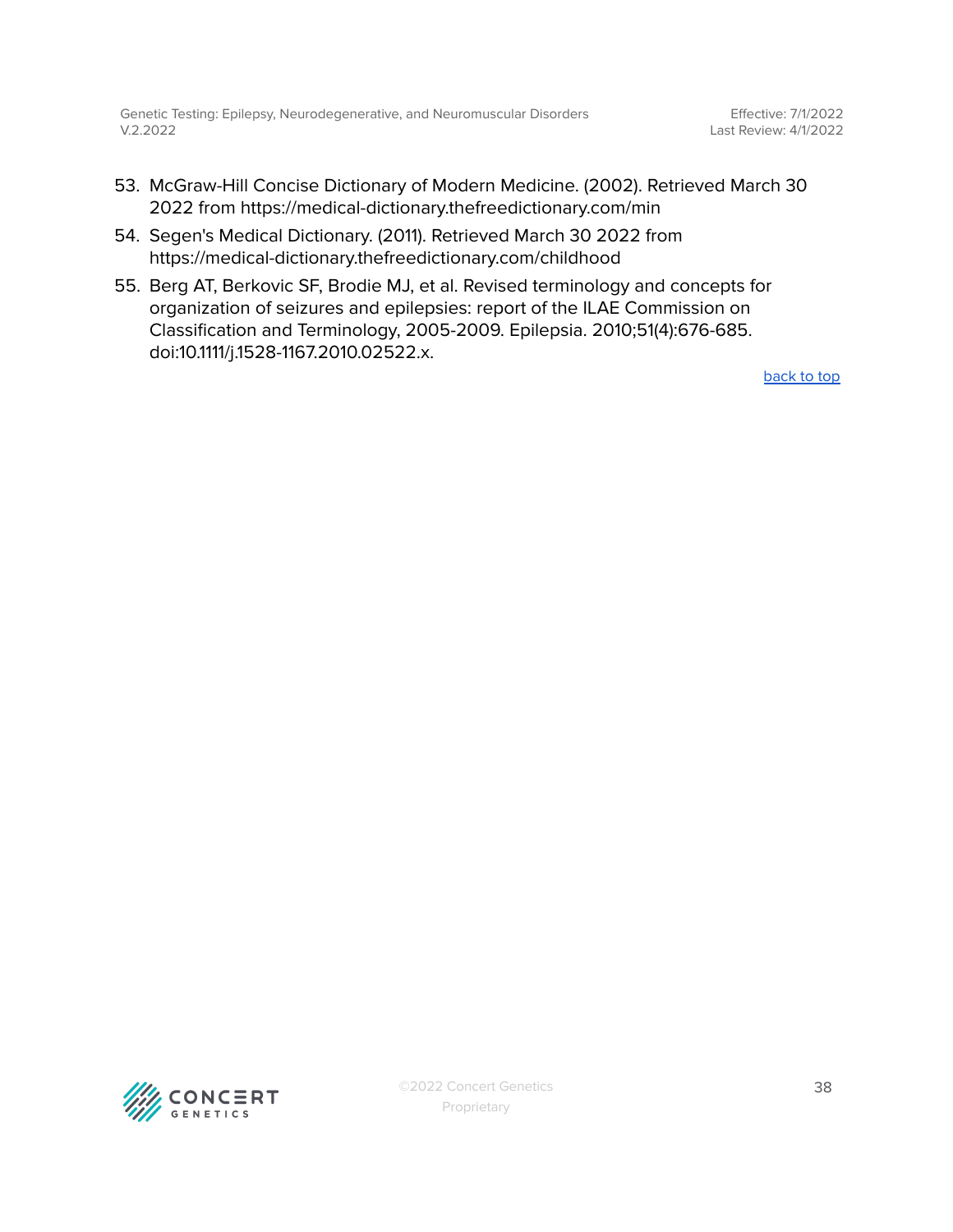53. McGraw-Hill Concise Dictionary of Modern Medicine. (2002). Retrieved March 30 2022 from https://medical-dictionary.thefreedictionary.com/min
54. Segen's Medical Dictionary. (2011). Retrieved March 30 2022 from https://medical-dictionary.thefreedictionary.com/childhood
55. Berg AT, Berkovic SF, Brodie MJ, et al. Revised terminology and concepts for organization of seizures and epilepsies: report of the ILAE Commission on Classification and Terminology, 2005-2009. Epilepsia. 2010;51(4):676-685. doi:10.1111/j.1528-1167.2010.02522.x.

back to top